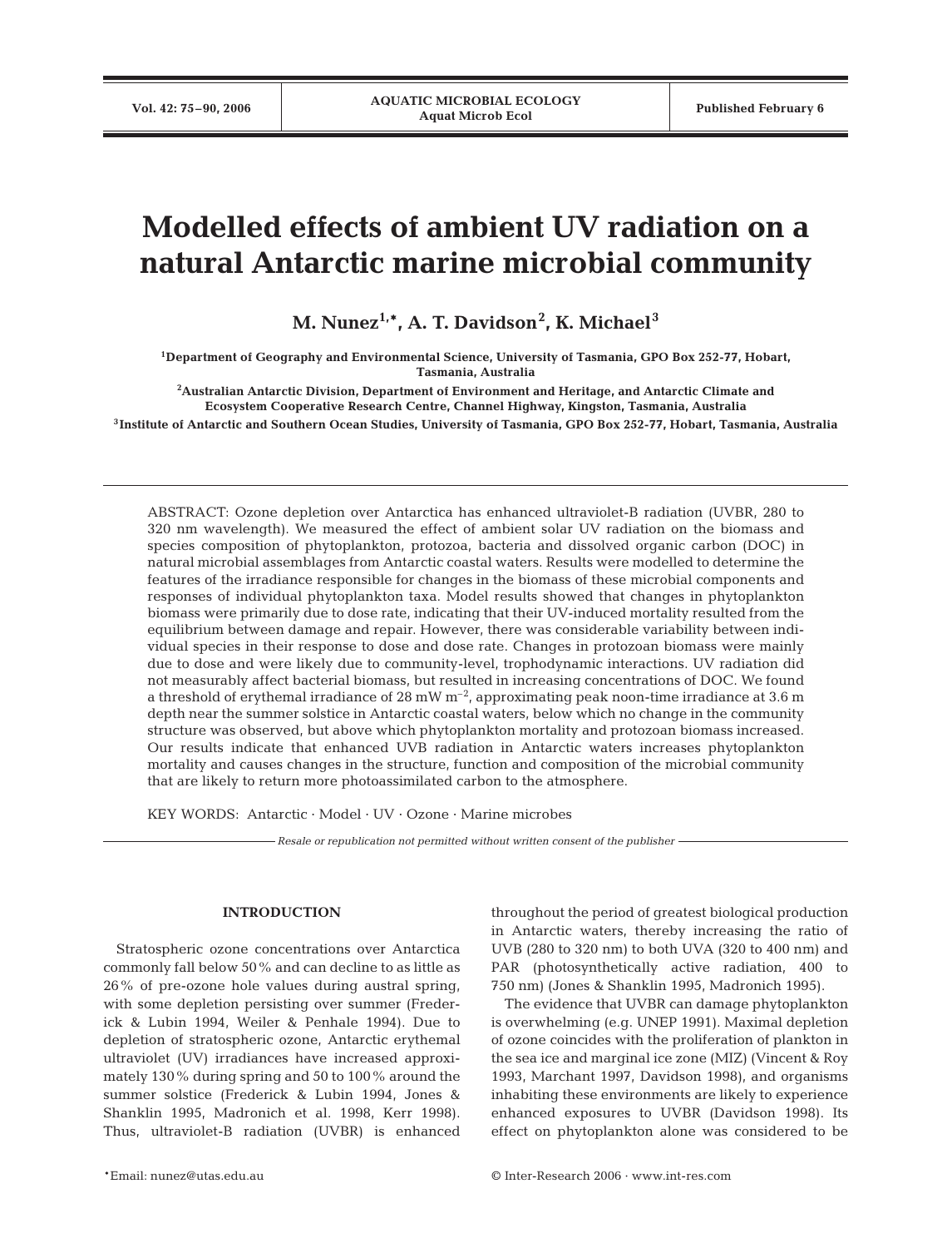# Modelled effects of ambient UV radiation on a natural Antarctic marine microbial community

**M. Nunez[1,*], A. T. Davidson[2], K. Michael[3]**

[1]Department of Geography and Environmental Science, University of Tasmania, GPO Box 252-77, Hobart, Tasmania, Australia

[2]Australian Antarctic Division, Department of Environment and Heritage, and Antarctic Climate and Ecosystem Cooperative Research Centre, Channel Highway, Kingston, Tasmania, Australia

[3]Institute of Antarctic and Southern Ocean Studies, University of Tasmania, GPO Box 252-77, Hobart, Tasmania, Australia

ABSTRACT: Ozone depletion over Antarctica has enhanced ultraviolet-B radiation (UVBR, 280 to 320 nm wavelength). We measured the effect of ambient solar UV radiation on the biomass and species composition of phytoplankton, protozoa, bacteria and dissolved organic carbon (DOC) in natural microbial assemblages from Antarctic coastal waters. Results were modelled to determine the features of the irradiance responsible for changes in the biomass of these microbial components and responses of individual phytoplankton taxa. Model results showed that changes in phytoplankton biomass were primarily due to dose rate, indicating that their UV-induced mortality resulted from the equilibrium between damage and repair. However, there was considerable variability between individual species in their response to dose and dose rate. Changes in protozoan biomass were mainly due to dose and were likely due to community-level, trophodynamic interactions. UV radiation did not measurably affect bacterial biomass, but resulted in increasing concentrations of DOC. We found a threshold of erythemal irradiance of 28 mW $m^{-2}$, approximating peak noon-time irradiance at 3.6 m depth near the summer solstice in Antarctic coastal waters, below which no change in the community structure was observed, but above which phytoplankton mortality and protozoan biomass increased. Our results indicate that enhanced UVB radiation in Antarctic waters increases phytoplankton mortality and causes changes in the structure, function and composition of the microbial community that are likely to return more photoassimilated carbon to the atmosphere.

KEY WORDS: Antarctic · Model · UV · Ozone · Marine microbes

*Resale or republication not permitted without written consent of the publisher*

## INTRODUCTION

Stratospheric ozone concentrations over Antarctica commonly fall below 50% and can decline to as little as 26% of pre-ozone hole values during austral spring, with some depletion persisting over summer (Frederick & Lubin 1994, Weiler & Penhale 1994). Due to depletion of stratospheric ozone, Antarctic erythemal ultraviolet (UV) irradiances have increased approximately 130% during spring and 50 to 100% around the summer solstice (Frederick & Lubin 1994, Jones & Shanklin 1995, Madronich et al. 1998, Kerr 1998). Thus, ultraviolet-B radiation (UVBR) is enhanced throughout the period of greatest biological production in Antarctic waters, thereby increasing the ratio of UVB (280 to 320 nm) to both UVA (320 to 400 nm) and PAR (photosynthetically active radiation, 400 to 750 nm) (Jones & Shanklin 1995, Madronich 1995).

The evidence that UVBR can damage phytoplankton is overwhelming (e.g. UNEP 1991). Maximal depletion of ozone coincides with the proliferation of plankton in the sea ice and marginal ice zone (MIZ) (Vincent & Roy 1993, Marchant 1997, Davidson 1998), and organisms inhabiting these environments are likely to experience enhanced exposures to UVBR (Davidson 1998). Its effect on phytoplankton alone was considered to be

*Email: nunez@utas.edu.au

© Inter-Research 2006 · www.int-res.com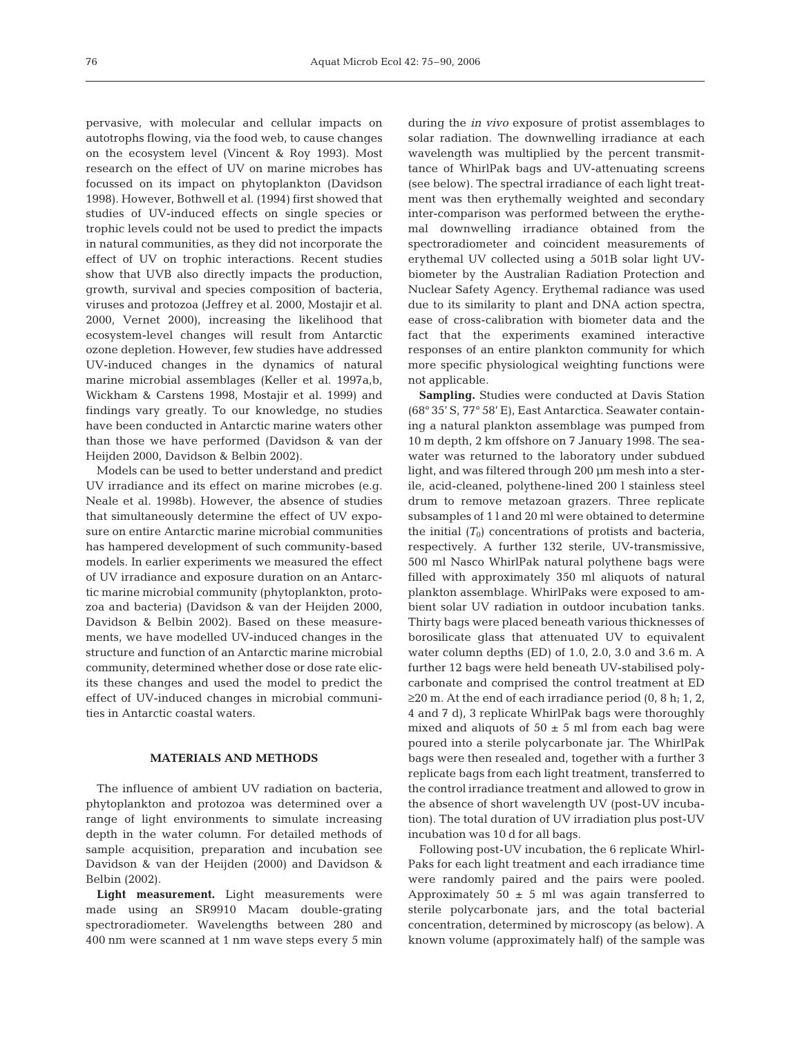pervasive, with molecular and cellular impacts on autotrophs flowing, via the food web, to cause changes on the ecosystem level (Vincent & Roy 1993). Most research on the effect of UV on marine microbes has focussed on its impact on phytoplankton (Davidson 1998). However, Bothwell et al. (1994) first showed that studies of UV-induced effects on single species or trophic levels could not be used to predict the impacts in natural communities, as they did not incorporate the effect of UV on trophic interactions. Recent studies show that UVB also directly impacts the production, growth, survival and species composition of bacteria, viruses and protozoa (Jeffrey et al. 2000, Mostajir et al. 2000, Vernet 2000), increasing the likelihood that ecosystem-level changes will result from Antarctic ozone depletion. However, few studies have addressed UV-induced changes in the dynamics of natural marine microbial assemblages (Keller et al. 1997a,b, Wickham & Carstens 1998, Mostajir et al. 1999) and findings vary greatly. To our knowledge, no studies have been conducted in Antarctic marine waters other than those we have performed (Davidson & van der Heijden 2000, Davidson & Belbin 2002).

Models can be used to better understand and predict UV irradiance and its effect on marine microbes (e.g. Neale et al. 1998b). However, the absence of studies that simultaneously determine the effect of UV exposure on entire Antarctic marine microbial communities has hampered development of such community-based models. In earlier experiments we measured the effect of UV irradiance and exposure duration on an Antarctic marine microbial community (phytoplankton, protozoa and bacteria) (Davidson & van der Heijden 2000, Davidson & Belbin 2002). Based on these measurements, we have modelled UV-induced changes in the structure and function of an Antarctic marine microbial community, determined whether dose or dose rate elicits these changes and used the model to predict the effect of UV-induced changes in microbial communities in Antarctic coastal waters.

## MATERIALS AND METHODS

The influence of ambient UV radiation on bacteria, phytoplankton and protozoa was determined over a range of light environments to simulate increasing depth in the water column. For detailed methods of sample acquisition, preparation and incubation see Davidson & van der Heijden (2000) and Davidson & Belbin (2002).

**Light measurement.** Light measurements were made using an SR9910 Macam double-grating spectroradiometer. Wavelengths between 280 and 400 nm were scanned at 1 nm wave steps every 5 min during the *in vivo* exposure of protist assemblages to solar radiation. The downwelling irradiance at each wavelength was multiplied by the percent transmittance of WhirlPak bags and UV-attenuating screens (see below). The spectral irradiance of each light treatment was then erythemally weighted and secondary inter-comparison was performed between the erythemal downwelling irradiance obtained from the spectroradiometer and coincident measurements of erythemal UV collected using a 501B solar light UV-biometer by the Australian Radiation Protection and Nuclear Safety Agency. Erythemal radiance was used due to its similarity to plant and DNA action spectra, ease of cross-calibration with biometer data and the fact that the experiments examined interactive responses of an entire plankton community for which more specific physiological weighting functions were not applicable.

**Sampling.** Studies were conducted at Davis Station (68° 35′ S, 77° 58′ E), East Antarctica. Seawater containing a natural plankton assemblage was pumped from 10 m depth, 2 km offshore on 7 January 1998. The seawater was returned to the laboratory under subdued light, and was filtered through 200 µm mesh into a sterile, acid-cleaned, polythene-lined 200 l stainless steel drum to remove metazoan grazers. Three replicate subsamples of 1 l and 20 ml were obtained to determine the initial ($T_0$) concentrations of protists and bacteria, respectively. A further 132 sterile, UV-transmissive, 500 ml Nasco WhirlPak natural polythene bags were filled with approximately 350 ml aliquots of natural plankton assemblage. WhirlPaks were exposed to ambient solar UV radiation in outdoor incubation tanks. Thirty bags were placed beneath various thicknesses of borosilicate glass that attenuated UV to equivalent water column depths (ED) of 1.0, 2.0, 3.0 and 3.6 m. A further 12 bags were held beneath UV-stabilised polycarbonate and comprised the control treatment at ED ≥20 m. At the end of each irradiance period (0, 8 h; 1, 2, 4 and 7 d), 3 replicate WhirlPak bags were thoroughly mixed and aliquots of 50 ± 5 ml from each bag were poured into a sterile polycarbonate jar. The WhirlPak bags were then resealed and, together with a further 3 replicate bags from each light treatment, transferred to the control irradiance treatment and allowed to grow in the absence of short wavelength UV (post-UV incubation). The total duration of UV irradiation plus post-UV incubation was 10 d for all bags.

Following post-UV incubation, the 6 replicate WhirlPaks for each light treatment and each irradiance time were randomly paired and the pairs were pooled. Approximately 50 ± 5 ml was again transferred to sterile polycarbonate jars, and the total bacterial concentration, determined by microscopy (as below). A known volume (approximately half) of the sample was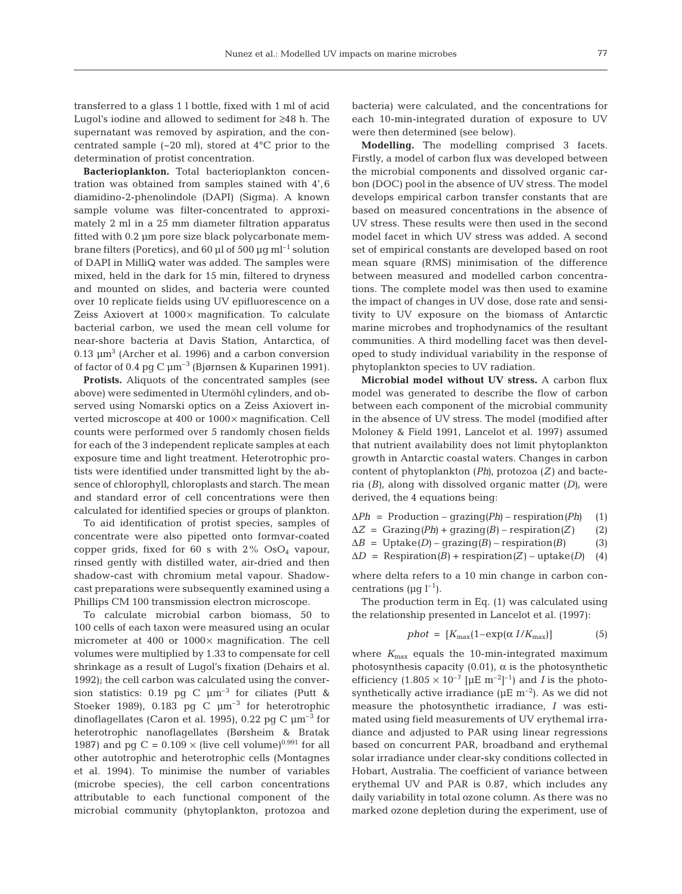transferred to a glass 1 l bottle, fixed with 1 ml of acid Lugol's iodine and allowed to sediment for ≥48 h. The supernatant was removed by aspiration, and the concentrated sample (~20 ml), stored at 4°C prior to the determination of protist concentration.

**Bacterioplankton.** Total bacterioplankton concentration was obtained from samples stained with 4',6 diamidino-2-phenolindole (DAPI) (Sigma). A known sample volume was filter-concentrated to approximately 2 ml in a 25 mm diameter filtration apparatus fitted with 0.2 µm pore size black polycarbonate membrane filters (Poretics), and 60 µl of 500 µg $ml^{-1}$ solution of DAPI in MilliQ water was added. The samples were mixed, held in the dark for 15 min, filtered to dryness and mounted on slides, and bacteria were counted over 10 replicate fields using UV epifluorescence on a Zeiss Axiovert at 1000× magnification. To calculate bacterial carbon, we used the mean cell volume for near-shore bacteria at Davis Station, Antarctica, of 0.13 $\mu m^3$ (Archer et al. 1996) and a carbon conversion of factor of 0.4 pg C $\mu m^{-3}$ (Bjørnsen & Kuparinen 1991).

**Protists.** Aliquots of the concentrated samples (see above) were sedimented in Utermöhl cylinders, and observed using Nomarski optics on a Zeiss Axiovert inverted microscope at 400 or 1000× magnification. Cell counts were performed over 5 randomly chosen fields for each of the 3 independent replicate samples at each exposure time and light treatment. Heterotrophic protists were identified under transmitted light by the absence of chlorophyll, chloroplasts and starch. The mean and standard error of cell concentrations were then calculated for identified species or groups of plankton.

To aid identification of protist species, samples of concentrate were also pipetted onto formvar-coated copper grids, fixed for 60 s with 2% $OsO_4$ vapour, rinsed gently with distilled water, air-dried and then shadow-cast with chromium metal vapour. Shadow-cast preparations were subsequently examined using a Phillips CM 100 transmission electron microscope.

To calculate microbial carbon biomass, 50 to 100 cells of each taxon were measured using an ocular micrometer at 400 or 1000× magnification. The cell volumes were multiplied by 1.33 to compensate for cell shrinkage as a result of Lugol's fixation (Dehairs et al. 1992); the cell carbon was calculated using the conversion statistics: 0.19 pg C $\mu m^{-3}$ for ciliates (Putt & Stoeker 1989), 0.183 pg C $\mu m^{-3}$ for heterotrophic dinoflagellates (Caron et al. 1995), 0.22 pg C $\mu m^{-3}$ for heterotrophic nanoflagellates (Børsheim & Bratak 1987) and pg C = 0.109 × (live cell volume)$^{0.991}$ for all other autotrophic and heterotrophic cells (Montagnes et al. 1994). To minimise the number of variables (microbe species), the cell carbon concentrations attributable to each functional component of the microbial community (phytoplankton, protozoa and bacteria) were calculated, and the concentrations for each 10-min-integrated duration of exposure to UV were then determined (see below).

**Modelling.** The modelling comprised 3 facets. Firstly, a model of carbon flux was developed between the microbial components and dissolved organic carbon (DOC) pool in the absence of UV stress. The model develops empirical carbon transfer constants that are based on measured concentrations in the absence of UV stress. These results were then used in the second model facet in which UV stress was added. A second set of empirical constants are developed based on root mean square (RMS) minimisation of the difference between measured and modelled carbon concentrations. The complete model was then used to examine the impact of changes in UV dose, dose rate and sensitivity to UV exposure on the biomass of Antarctic marine microbes and trophodynamics of the resultant communities. A third modelling facet was then developed to study individual variability in the response of phytoplankton species to UV radiation.

**Microbial model without UV stress.** A carbon flux model was generated to describe the flow of carbon between each component of the microbial community in the absence of UV stress. The model (modified after Moloney & Field 1991, Lancelot et al. 1997) assumed that nutrient availability does not limit phytoplankton growth in Antarctic coastal waters. Changes in carbon content of phytoplankton (*Ph*), protozoa (*Z*) and bacteria (*B*), along with dissolved organic matter (*D*), were derived, the 4 equations being:

$$\Delta Ph = \text{Production} - \text{grazing}(Ph) - \text{respiration}(Ph) \quad (1)$$

$$\Delta Z = \text{Grazing}(Ph) + \text{grazing}(B) - \text{respiration}(Z) \quad (2)$$

$$\Delta B = \text{Uptake}(D) - \text{grazing}(B) - \text{respiration}(B) \quad (3)$$

$$\Delta D = \text{Respiration}(B) + \text{respiration}(Z) - \text{uptake}(D) \quad (4)$$

where delta refers to a 10 min change in carbon concentrations (µg $l^{-1}$).

The production term in Eq. (1) was calculated using the relationship presented in Lancelot et al. (1997):

$$phot = [K_{max}(1 - \exp(\alpha\, I/K_{max})] \quad (5)$$

where $K_{max}$ equals the 10-min-integrated maximum photosynthesis capacity (0.01), α is the photosynthetic efficiency (1.805 × $10^{-7}$ [µE $m^{-2}]^{-1}$) and *I* is the photosynthetically active irradiance (µE $m^{-2}$). As we did not measure the photosynthetic irradiance, *I* was estimated using field measurements of UV erythemal irradiance and adjusted to PAR using linear regressions based on concurrent PAR, broadband and erythemal solar irradiance under clear-sky conditions collected in Hobart, Australia. The coefficient of variance between erythemal UV and PAR is 0.87, which includes any daily variability in total ozone column. As there was no marked ozone depletion during the experiment, use of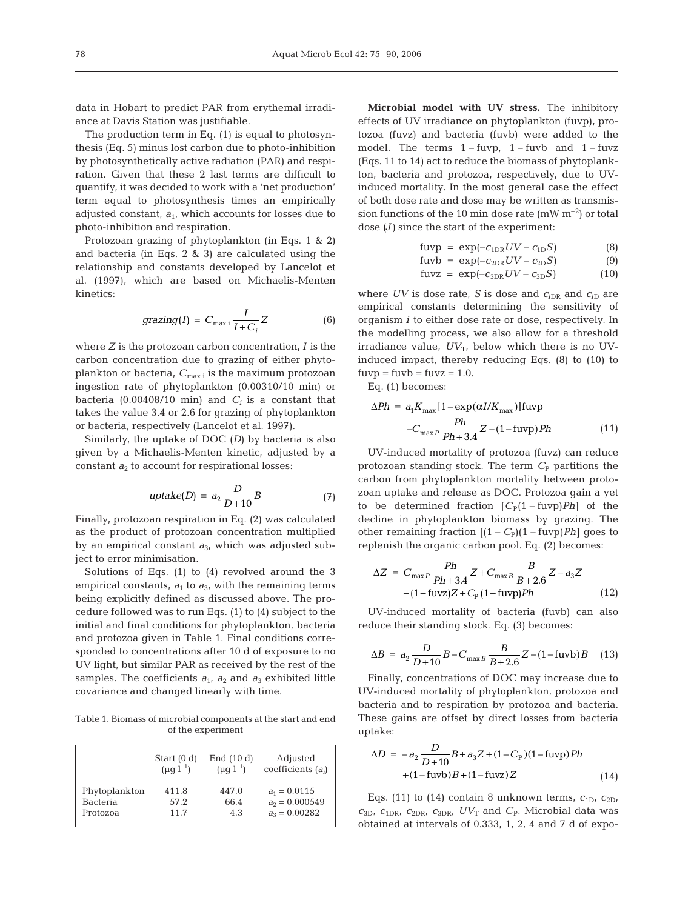data in Hobart to predict PAR from erythemal irradiance at Davis Station was justifiable.

The production term in Eq. (1) is equal to photosynthesis (Eq. 5) minus lost carbon due to photo-inhibition by photosynthetically active radiation (PAR) and respiration. Given that these 2 last terms are difficult to quantify, it was decided to work with a 'net production' term equal to photosynthesis times an empirically adjusted constant, $a_1$, which accounts for losses due to photo-inhibition and respiration.

Protozoan grazing of phytoplankton (in Eqs. 1 & 2) and bacteria (in Eqs. 2 & 3) are calculated using the relationship and constants developed by Lancelot et al. (1997), which are based on Michaelis-Menten kinetics:

$$grazing(I) = C_{\max i} \frac{I}{I + C_i} Z \tag{6}$$

where $Z$ is the protozoan carbon concentration, $I$ is the carbon concentration due to grazing of either phytoplankton or bacteria, $C_{\max i}$ is the maximum protozoan ingestion rate of phytoplankton (0.00310/10 min) or bacteria (0.00408/10 min) and $C_i$ is a constant that takes the value 3.4 or 2.6 for grazing of phytoplankton or bacteria, respectively (Lancelot et al. 1997).

Similarly, the uptake of DOC ($D$) by bacteria is also given by a Michaelis-Menten kinetic, adjusted by a constant $a_2$ to account for respirational losses:

$$uptake(D) = a_2 \frac{D}{D + 10} B \tag{7}$$

Finally, protozoan respiration in Eq. (2) was calculated as the product of protozoan concentration multiplied by an empirical constant $a_3$, which was adjusted subject to error minimisation.

Solutions of Eqs. (1) to (4) revolved around the 3 empirical constants, $a_1$ to $a_3$, with the remaining terms being explicitly defined as discussed above. The procedure followed was to run Eqs. (1) to (4) subject to the initial and final conditions for phytoplankton, bacteria and protozoa given in Table 1. Final conditions corresponded to concentrations after 10 d of exposure to no UV light, but similar PAR as received by the rest of the samples. The coefficients $a_1$, $a_2$ and $a_3$ exhibited little covariance and changed linearly with time.

Table 1. Biomass of microbial components at the start and end of the experiment

| | Start (0 d) (µg l$^{-1}$) | End (10 d) (µg l$^{-1}$) | Adjusted coefficients ($a_i$) |
|---|---|---|---|
| Phytoplankton | 411.8 | 447.0 | $a_1 = 0.0115$ |
| Bacteria | 57.2 | 66.4 | $a_2 = 0.000549$ |
| Protozoa | 11.7 | 4.3 | $a_3 = 0.00282$ |

**Microbial model with UV stress.** The inhibitory effects of UV irradiance on phytoplankton (fuvp), protozoa (fuvz) and bacteria (fuvb) were added to the model. The terms 1 – fuvp, 1 – fuvb and 1 – fuvz (Eqs. 11 to 14) act to reduce the biomass of phytoplankton, bacteria and protozoa, respectively, due to UV-induced mortality. In the most general case the effect of both dose rate and dose may be written as transmission functions of the 10 min dose rate (mW m$^{-2}$) or total dose ($J$) since the start of the experiment:

$$\text{fuvp} = \exp(-c_{1\text{DR}}UV - c_{1\text{D}}S) \tag{8}$$

$$\text{fuvb} = \exp(-c_{2\text{DR}}UV - c_{2\text{D}}S) \tag{9}$$

$$\text{fuvz} = \exp(-c_{3\text{DR}}UV - c_{3\text{D}}S) \tag{10}$$

where $UV$ is dose rate, $S$ is dose and $c_{i\text{DR}}$ and $c_{i\text{D}}$ are empirical constants determining the sensitivity of organism $i$ to either dose rate or dose, respectively. In the modelling process, we also allow for a threshold irradiance value, $UV_\text{T}$, below which there is no UV-induced impact, thereby reducing Eqs. (8) to (10) to fuvp = fuvb = fuvz = 1.0.

Eq. (1) becomes:

$$\Delta Ph = a_1 K_{\max}[1 - \exp(\alpha I / K_{\max})]\text{fuvp} \\ - C_{\max P} \frac{Ph}{Ph + 3.4} Z - (1 - \text{fuvp})Ph \tag{11}$$

UV-induced mortality of protozoa (fuvz) can reduce protozoan standing stock. The term $C_\text{P}$ partitions the carbon from phytoplankton mortality between protozoan uptake and release as DOC. Protozoa gain a yet to be determined fraction $[C_\text{P}(1 - \text{fuvp})Ph]$ of the decline in phytoplankton biomass by grazing. The other remaining fraction $[(1 - C_\text{P})(1 - \text{fuvp})Ph]$ goes to replenish the organic carbon pool. Eq. (2) becomes:

$$\Delta Z = C_{\max P} \frac{Ph}{Ph + 3.4} Z + C_{\max B} \frac{B}{B + 2.6} Z - a_3 Z \\ - (1 - \text{fuvz})Z + C_\text{P}(1 - \text{fuvp})Ph \tag{12}$$

UV-induced mortality of bacteria (fuvb) can also reduce their standing stock. Eq. (3) becomes:

$$\Delta B = a_2 \frac{D}{D + 10} B - C_{\max B} \frac{B}{B + 2.6} Z - (1 - \text{fuvb})B \tag{13}$$

Finally, concentrations of DOC may increase due to UV-induced mortality of phytoplankton, protozoa and bacteria and to respiration by protozoa and bacteria. These gains are offset by direct losses from bacteria uptake:

$$\Delta D = -a_2 \frac{D}{D + 10} B + a_3 Z + (1 - C_\text{P})(1 - \text{fuvp})Ph \\ + (1 - \text{fuvb})B + (1 - \text{fuvz})Z \tag{14}$$

Eqs. (11) to (14) contain 8 unknown terms, $c_{1\text{D}}$, $c_{2\text{D}}$, $c_{3\text{D}}$, $c_{1\text{DR}}$, $c_{2\text{DR}}$, $c_{3\text{DR}}$, $UV_\text{T}$ and $C_\text{P}$. Microbial data was obtained at intervals of 0.333, 1, 2, 4 and 7 d of expo-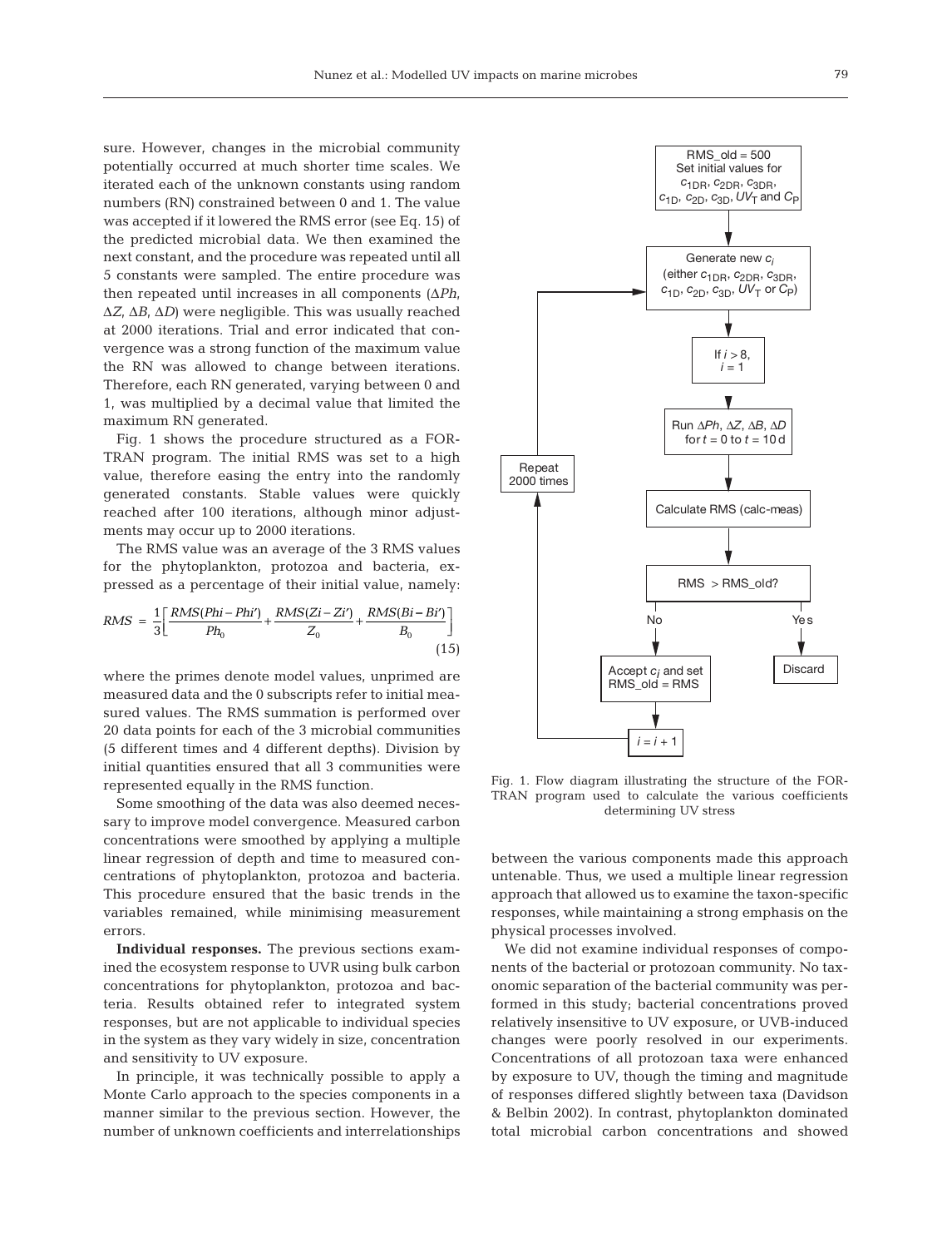sure. However, changes in the microbial community potentially occurred at much shorter time scales. We iterated each of the unknown constants using random numbers (RN) constrained between 0 and 1. The value was accepted if it lowered the RMS error (see Eq. 15) of the predicted microbial data. We then examined the next constant, and the procedure was repeated until all 5 constants were sampled. The entire procedure was then repeated until increases in all components ($\Delta Ph$, $\Delta Z$, $\Delta B$, $\Delta D$) were negligible. This was usually reached at 2000 iterations. Trial and error indicated that convergence was a strong function of the maximum value the RN was allowed to change between iterations. Therefore, each RN generated, varying between 0 and 1, was multiplied by a decimal value that limited the maximum RN generated.

Fig. 1 shows the procedure structured as a FORTRAN program. The initial RMS was set to a high value, therefore easing the entry into the randomly generated constants. Stable values were quickly reached after 100 iterations, although minor adjustments may occur up to 2000 iterations.

The RMS value was an average of the 3 RMS values for the phytoplankton, protozoa and bacteria, expressed as a percentage of their initial value, namely:

$$RMS = \frac{1}{3}\left[\frac{RMS(Phi - Phi')}{Ph_0} + \frac{RMS(Zi - Zi')}{Z_0} + \frac{RMS(Bi - Bi')}{B_0}\right] \tag{15}$$

where the primes denote model values, unprimed are measured data and the 0 subscripts refer to initial measured values. The RMS summation is performed over 20 data points for each of the 3 microbial communities (5 different times and 4 different depths). Division by initial quantities ensured that all 3 communities were represented equally in the RMS function.

Some smoothing of the data was also deemed necessary to improve model convergence. Measured carbon concentrations were smoothed by applying a multiple linear regression of depth and time to measured concentrations of phytoplankton, protozoa and bacteria. This procedure ensured that the basic trends in the variables remained, while minimising measurement errors.

**Individual responses.** The previous sections examined the ecosystem response to UVR using bulk carbon concentrations for phytoplankton, protozoa and bacteria. Results obtained refer to integrated system responses, but are not applicable to individual species in the system as they vary widely in size, concentration and sensitivity to UV exposure.

In principle, it was technically possible to apply a Monte Carlo approach to the species components in a manner similar to the previous section. However, the number of unknown coefficients and interrelationships between the various components made this approach untenable. Thus, we used a multiple linear regression approach that allowed us to examine the taxon-specific responses, while maintaining a strong emphasis on the physical processes involved.

We did not examine individual responses of components of the bacterial or protozoan community. No taxonomic separation of the bacterial community was performed in this study; bacterial concentrations proved relatively insensitive to UV exposure, or UVB-induced changes were poorly resolved in our experiments. Concentrations of all protozoan taxa were enhanced by exposure to UV, though the timing and magnitude of responses differed slightly between taxa (Davidson & Belbin 2002). In contrast, phytoplankton dominated total microbial carbon concentrations and showed

RMS_old = 500
Set initial values for $c_{1DR}$, $c_{2DR}$, $c_{3DR}$, $c_{1D}$, $c_{2D}$, $c_{3D}$, $UV_T$ and $C_P$

Generate new $c_i$ (either $c_{1DR}$, $c_{2DR}$, $c_{3DR}$, $c_{1D}$, $c_{2D}$, $c_{3D}$, $UV_T$ or $C_P$)

If $i > 8$, $i = 1$

Run $\Delta Ph$, $\Delta Z$, $\Delta B$, $\Delta D$ for $t = 0$ to $t = 10$ d

Calculate RMS (calc-meas)

RMS > RMS_old?

No → Accept $c_i$ and set RMS_old = RMS → $i = i + 1$ → Repeat 2000 times

Yes → Discard

Fig. 1. Flow diagram illustrating the structure of the FORTRAN program used to calculate the various coefficients determining UV stress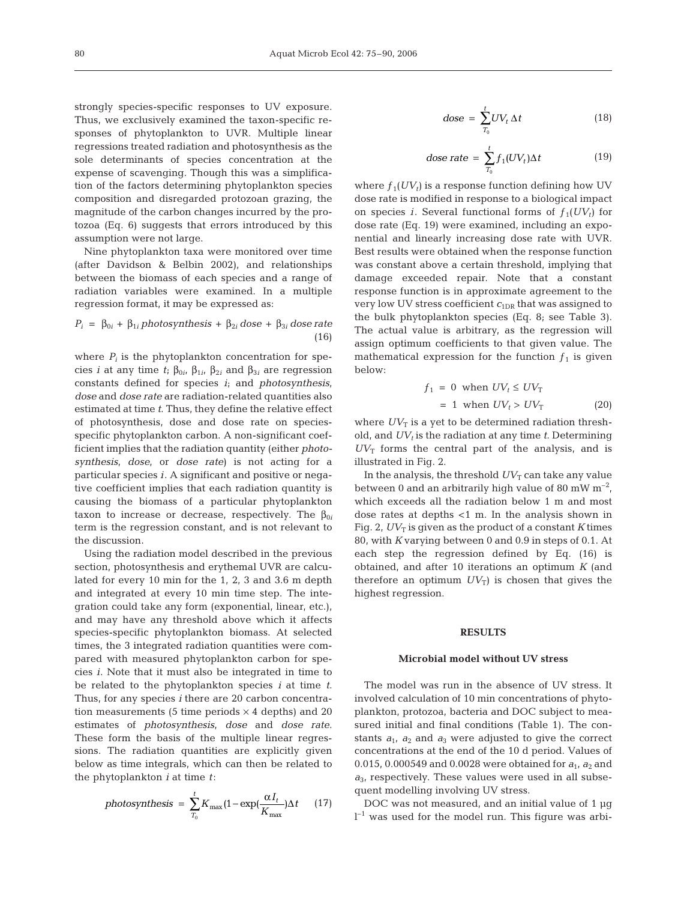strongly species-specific responses to UV exposure. Thus, we exclusively examined the taxon-specific responses of phytoplankton to UVR. Multiple linear regressions treated radiation and photosynthesis as the sole determinants of species concentration at the expense of scavenging. Though this was a simplification of the factors determining phytoplankton species composition and disregarded protozoan grazing, the magnitude of the carbon changes incurred by the protozoa (Eq. 6) suggests that errors introduced by this assumption were not large.

Nine phytoplankton taxa were monitored over time (after Davidson & Belbin 2002), and relationships between the biomass of each species and a range of radiation variables were examined. In a multiple regression format, it may be expressed as:

$$P_i = \beta_{0i} + \beta_{1i}\,photosynthesis + \beta_{2i}\,dose + \beta_{3i}\,dose\ rate \tag{16}$$

where $P_i$ is the phytoplankton concentration for species $i$ at any time $t$; $\beta_{0i}$, $\beta_{1i}$, $\beta_{2i}$ and $\beta_{3i}$ are regression constants defined for species $i$; and *photosynthesis*, *dose* and *dose rate* are radiation-related quantities also estimated at time $t$. Thus, they define the relative effect of photosynthesis, dose and dose rate on species-specific phytoplankton carbon. A non-significant coefficient implies that the radiation quantity (either *photosynthesis*, *dose*, or *dose rate*) is not acting for a particular species $i$. A significant and positive or negative coefficient implies that each radiation quantity is causing the biomass of a particular phytoplankton taxon to increase or decrease, respectively. The $\beta_{0i}$ term is the regression constant, and is not relevant to the discussion.

Using the radiation model described in the previous section, photosynthesis and erythemal UVR are calculated for every 10 min for the 1, 2, 3 and 3.6 m depth and integrated at every 10 min time step. The integration could take any form (exponential, linear, etc.), and may have any threshold above which it affects species-specific phytoplankton biomass. At selected times, the 3 integrated radiation quantities were compared with measured phytoplankton carbon for species $i$. Note that it must also be integrated in time to be related to the phytoplankton species $i$ at time $t$. Thus, for any species $i$ there are 20 carbon concentration measurements (5 time periods × 4 depths) and 20 estimates of *photosynthesis*, *dose* and *dose rate*. These form the basis of the multiple linear regressions. The radiation quantities are explicitly given below as time integrals, which can then be related to the phytoplankton $i$ at time $t$:

$$photosynthesis = \sum_{T_0}^{t} K_{\max}\left(1-\exp\left(\frac{\alpha I_t}{K_{\max}}\right)\right)\Delta t \tag{17}$$

$$dose = \sum_{T_0}^{t} UV_t\,\Delta t \tag{18}$$

$$dose\ rate = \sum_{T_0}^{t} f_1(UV_t)\Delta t \tag{19}$$

where $f_1(UV_t)$ is a response function defining how UV dose rate is modified in response to a biological impact on species $i$. Several functional forms of $f_1(UV_t)$ for dose rate (Eq. 19) were examined, including an exponential and linearly increasing dose rate with UVR. Best results were obtained when the response function was constant above a certain threshold, implying that damage exceeded repair. Note that a constant response function is in approximate agreement to the very low UV stress coefficient $c_{1DR}$ that was assigned to the bulk phytoplankton species (Eq. 8; see Table 3). The actual value is arbitrary, as the regression will assign optimum coefficients to that given value. The mathematical expression for the function $f_1$ is given below:

$$\begin{aligned} f_1 &= 0 \text{ when } UV_t \le UV_T \\ &= 1 \text{ when } UV_t > UV_T \end{aligned} \tag{20}$$

where $UV_T$ is a yet to be determined radiation threshold, and $UV_t$ is the radiation at any time $t$. Determining $UV_T$ forms the central part of the analysis, and is illustrated in Fig. 2.

In the analysis, the threshold $UV_T$ can take any value between 0 and an arbitrarily high value of 80 mW m$^{-2}$, which exceeds all the radiation below 1 m and most dose rates at depths <1 m. In the analysis shown in Fig. 2, $UV_T$ is given as the product of a constant $K$ times 80, with $K$ varying between 0 and 0.9 in steps of 0.1. At each step the regression defined by Eq. (16) is obtained, and after 10 iterations an optimum $K$ (and therefore an optimum $UV_T$) is chosen that gives the highest regression.

## RESULTS

### Microbial model without UV stress

The model was run in the absence of UV stress. It involved calculation of 10 min concentrations of phytoplankton, protozoa, bacteria and DOC subject to measured initial and final conditions (Table 1). The constants $a_1$, $a_2$ and $a_3$ were adjusted to give the correct concentrations at the end of the 10 d period. Values of 0.015, 0.000549 and 0.0028 were obtained for $a_1$, $a_2$ and $a_3$, respectively. These values were used in all subsequent modelling involving UV stress.

DOC was not measured, and an initial value of 1 µg l$^{-1}$ was used for the model run. This figure was arbi-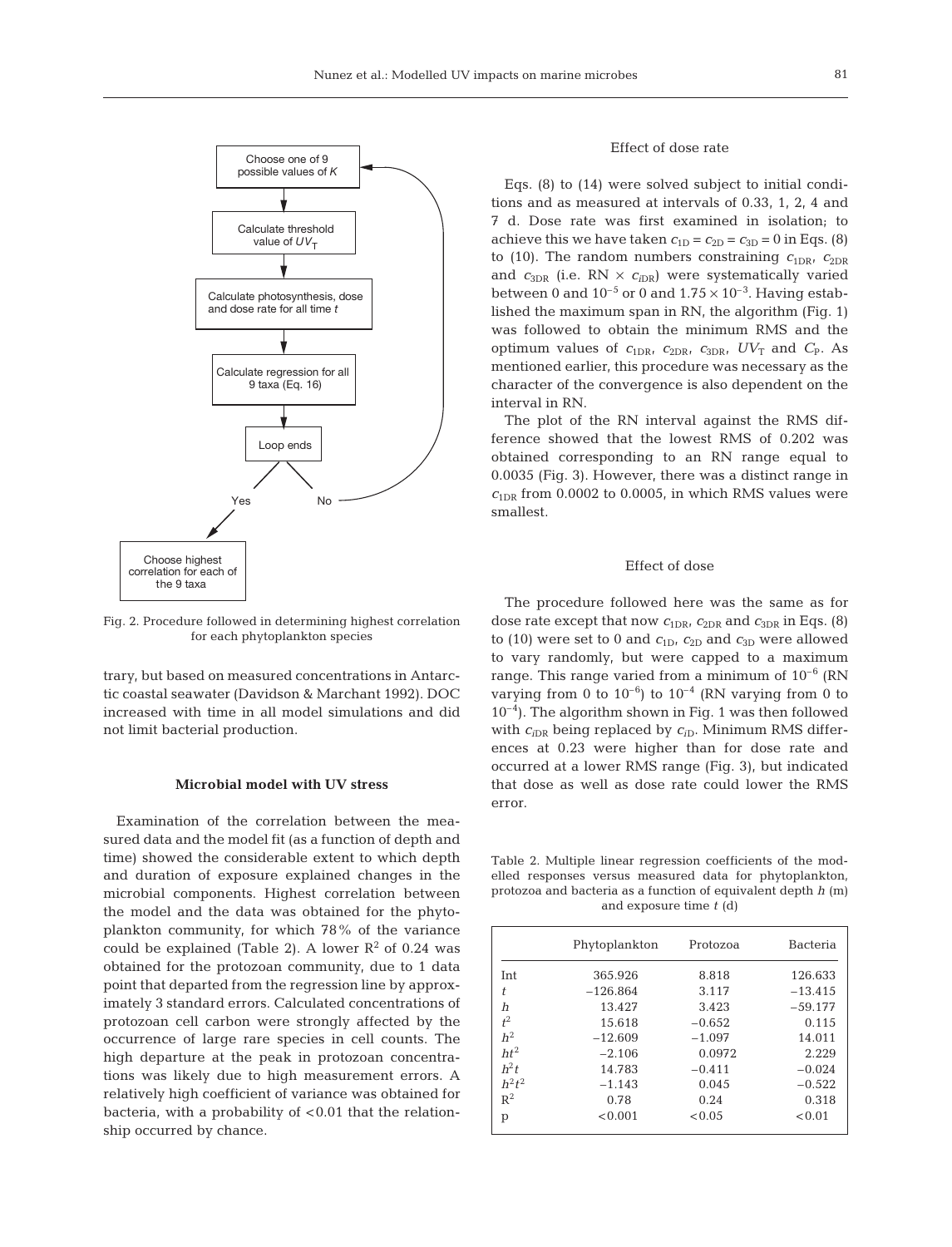Choose one of 9 possible values of $K$

Calculate threshold value of $UV_T$

Calculate photosynthesis, dose and dose rate for all time $t$

Calculate regression for all 9 taxa (Eq. 16)

Loop ends

Yes / No

Choose highest correlation for each of the 9 taxa

Fig. 2. Procedure followed in determining highest correlation for each phytoplankton species

trary, but based on measured concentrations in Antarctic coastal seawater (Davidson & Marchant 1992). DOC increased with time in all model simulations and did not limit bacterial production.

### Microbial model with UV stress

Examination of the correlation between the measured data and the model fit (as a function of depth and time) showed the considerable extent to which depth and duration of exposure explained changes in the microbial components. Highest correlation between the model and the data was obtained for the phytoplankton community, for which 78% of the variance could be explained (Table 2). A lower $R^2$ of 0.24 was obtained for the protozoan community, due to 1 data point that departed from the regression line by approximately 3 standard errors. Calculated concentrations of protozoan cell carbon were strongly affected by the occurrence of large rare species in cell counts. The high departure at the peak in protozoan concentrations was likely due to high measurement errors. A relatively high coefficient of variance was obtained for bacteria, with a probability of <0.01 that the relationship occurred by chance.

#### Effect of dose rate

Eqs. (8) to (14) were solved subject to initial conditions and as measured at intervals of 0.33, 1, 2, 4 and 7 d. Dose rate was first examined in isolation; to achieve this we have taken $c_{1D} = c_{2D} = c_{3D} = 0$ in Eqs. (8) to (10). The random numbers constraining $c_{1DR}$, $c_{2DR}$ and $c_{3DR}$ (i.e. RN × $c_{iDR}$) were systematically varied between 0 and $10^{-5}$ or 0 and $1.75 \times 10^{-3}$. Having established the maximum span in RN, the algorithm (Fig. 1) was followed to obtain the minimum RMS and the optimum values of $c_{1DR}$, $c_{2DR}$, $c_{3DR}$, $UV_T$ and $C_P$. As mentioned earlier, this procedure was necessary as the character of the convergence is also dependent on the interval in RN.

The plot of the RN interval against the RMS difference showed that the lowest RMS of 0.202 was obtained corresponding to an RN range equal to 0.0035 (Fig. 3). However, there was a distinct range in $c_{1DR}$ from 0.0002 to 0.0005, in which RMS values were smallest.

#### Effect of dose

The procedure followed here was the same as for dose rate except that now $c_{1DR}$, $c_{2DR}$ and $c_{3DR}$ in Eqs. (8) to (10) were set to 0 and $c_{1D}$, $c_{2D}$ and $c_{3D}$ were allowed to vary randomly, but were capped to a maximum range. This range varied from a minimum of $10^{-6}$ (RN varying from 0 to $10^{-6}$) to $10^{-4}$ (RN varying from 0 to $10^{-4}$). The algorithm shown in Fig. 1 was then followed with $c_{iDR}$ being replaced by $c_{iD}$. Minimum RMS differences at 0.23 were higher than for dose rate and occurred at a lower RMS range (Fig. 3), but indicated that dose as well as dose rate could lower the RMS error.

Table 2. Multiple linear regression coefficients of the modelled responses versus measured data for phytoplankton, protozoa and bacteria as a function of equivalent depth $h$ (m) and exposure time $t$ (d)

| | Phytoplankton | Protozoa | Bacteria |
|---|---|---|---|
| Int | 365.926 | 8.818 | 126.633 |
| $t$ | −126.864 | 3.117 | −13.415 |
| $h$ | 13.427 | 3.423 | −59.177 |
| $t^2$ | 15.618 | −0.652 | 0.115 |
| $h^2$ | −12.609 | −1.097 | 14.011 |
| $ht^2$ | −2.106 | 0.0972 | 2.229 |
| $h^2t$ | 14.783 | −0.411 | −0.024 |
| $h^2t^2$ | −1.143 | 0.045 | −0.522 |
| $R^2$ | 0.78 | 0.24 | 0.318 |
| p | <0.001 | <0.05 | <0.01 |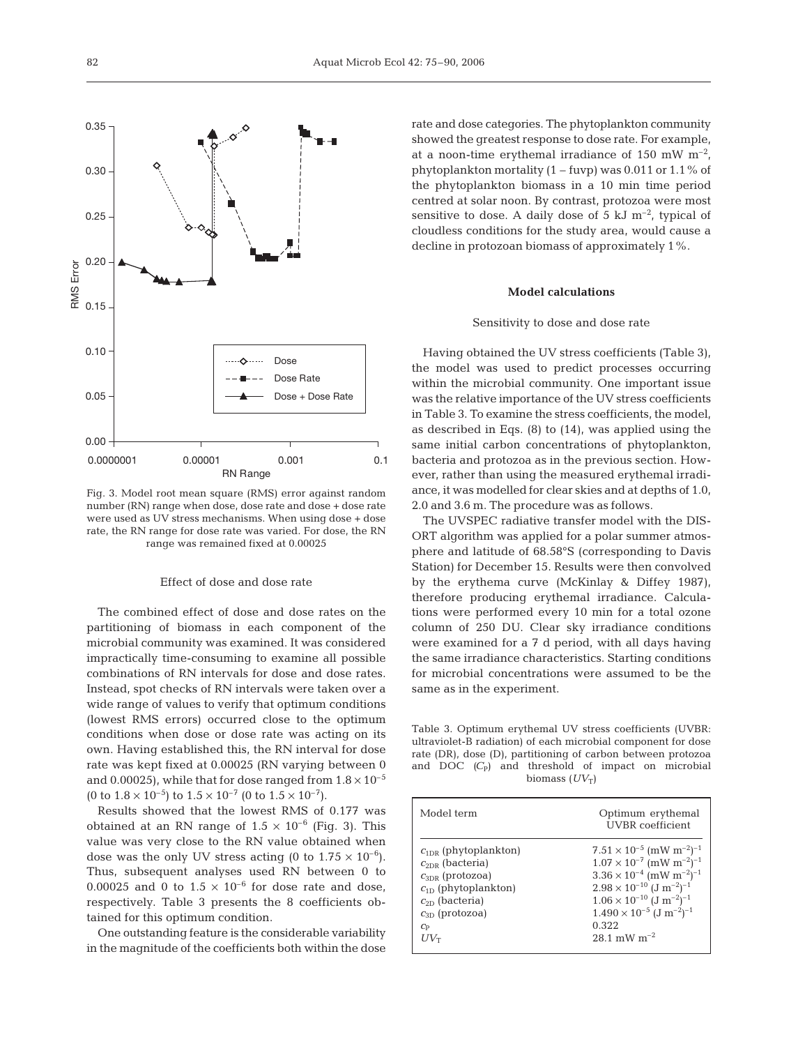Fig. 3. Model root mean square (RMS) error against random number (RN) range when dose, dose rate and dose + dose rate were used as UV stress mechanisms. When using dose + dose rate, the RN range for dose rate was varied. For dose, the RN range was remained fixed at 0.00025

### Effect of dose and dose rate

The combined effect of dose and dose rates on the partitioning of biomass in each component of the microbial community was examined. It was considered impractically time-consuming to examine all possible combinations of RN intervals for dose and dose rates. Instead, spot checks of RN intervals were taken over a wide range of values to verify that optimum conditions (lowest RMS errors) occurred close to the optimum conditions when dose or dose rate was acting on its own. Having established this, the RN interval for dose rate was kept fixed at 0.00025 (RN varying between 0 and 0.00025), while that for dose ranged from $1.8 \times 10^{-5}$ (0 to $1.8 \times 10^{-5}$) to $1.5 \times 10^{-7}$ (0 to $1.5 \times 10^{-7}$).

Results showed that the lowest RMS of 0.177 was obtained at an RN range of $1.5 \times 10^{-6}$ (Fig. 3). This value was very close to the RN value obtained when dose was the only UV stress acting (0 to $1.75 \times 10^{-6}$). Thus, subsequent analyses used RN between 0 to 0.00025 and 0 to $1.5 \times 10^{-6}$ for dose rate and dose, respectively. Table 3 presents the 8 coefficients obtained for this optimum condition.

One outstanding feature is the considerable variability in the magnitude of the coefficients both within the dose rate and dose categories. The phytoplankton community showed the greatest response to dose rate. For example, at a noon-time erythemal irradiance of 150 mW $m^{-2}$, phytoplankton mortality (1 – fuvp) was 0.011 or 1.1% of the phytoplankton biomass in a 10 min time period centred at solar noon. By contrast, protozoa were most sensitive to dose. A daily dose of 5 kJ $m^{-2}$, typical of cloudless conditions for the study area, would cause a decline in protozoan biomass of approximately 1%.

## Model calculations

### Sensitivity to dose and dose rate

Having obtained the UV stress coefficients (Table 3), the model was used to predict processes occurring within the microbial community. One important issue was the relative importance of the UV stress coefficients in Table 3. To examine the stress coefficients, the model, as described in Eqs. (8) to (14), was applied using the same initial carbon concentrations of phytoplankton, bacteria and protozoa as in the previous section. However, rather than using the measured erythemal irradiance, it was modelled for clear skies and at depths of 1.0, 2.0 and 3.6 m. The procedure was as follows.

The UVSPEC radiative transfer model with the DISORT algorithm was applied for a polar summer atmosphere and latitude of 68.58°S (corresponding to Davis Station) for December 15. Results were then convolved by the erythema curve (McKinlay & Diffey 1987), therefore producing erythemal irradiance. Calculations were performed every 10 min for a total ozone column of 250 DU. Clear sky irradiance conditions were examined for a 7 d period, with all days having the same irradiance characteristics. Starting conditions for microbial concentrations were assumed to be the same as in the experiment.

Table 3. Optimum erythemal UV stress coefficients (UVBR: ultraviolet-B radiation) of each microbial component for dose rate (DR), dose (D), partitioning of carbon between protozoa and DOC ($C_P$) and threshold of impact on microbial biomass ($UV_T$)

| Model term | Optimum erythemal UVBR coefficient |
|---|---|
| $c_{1DR}$ (phytoplankton) | $7.51 \times 10^{-5}$ (mW $m^{-2})^{-1}$ |
| $c_{2DR}$ (bacteria) | $1.07 \times 10^{-7}$ (mW $m^{-2})^{-1}$ |
| $c_{3DR}$ (protozoa) | $3.36 \times 10^{-4}$ (mW $m^{-2})^{-1}$ |
| $c_{1D}$ (phytoplankton) | $2.98 \times 10^{-10}$ (J $m^{-2})^{-1}$ |
| $c_{2D}$ (bacteria) | $1.06 \times 10^{-10}$ (J $m^{-2})^{-1}$ |
| $c_{3D}$ (protozoa) | $1.490 \times 10^{-5}$ (J $m^{-2})^{-1}$ |
| $c_P$ | 0.322 |
| $UV_T$ | 28.1 mW $m^{-2}$ |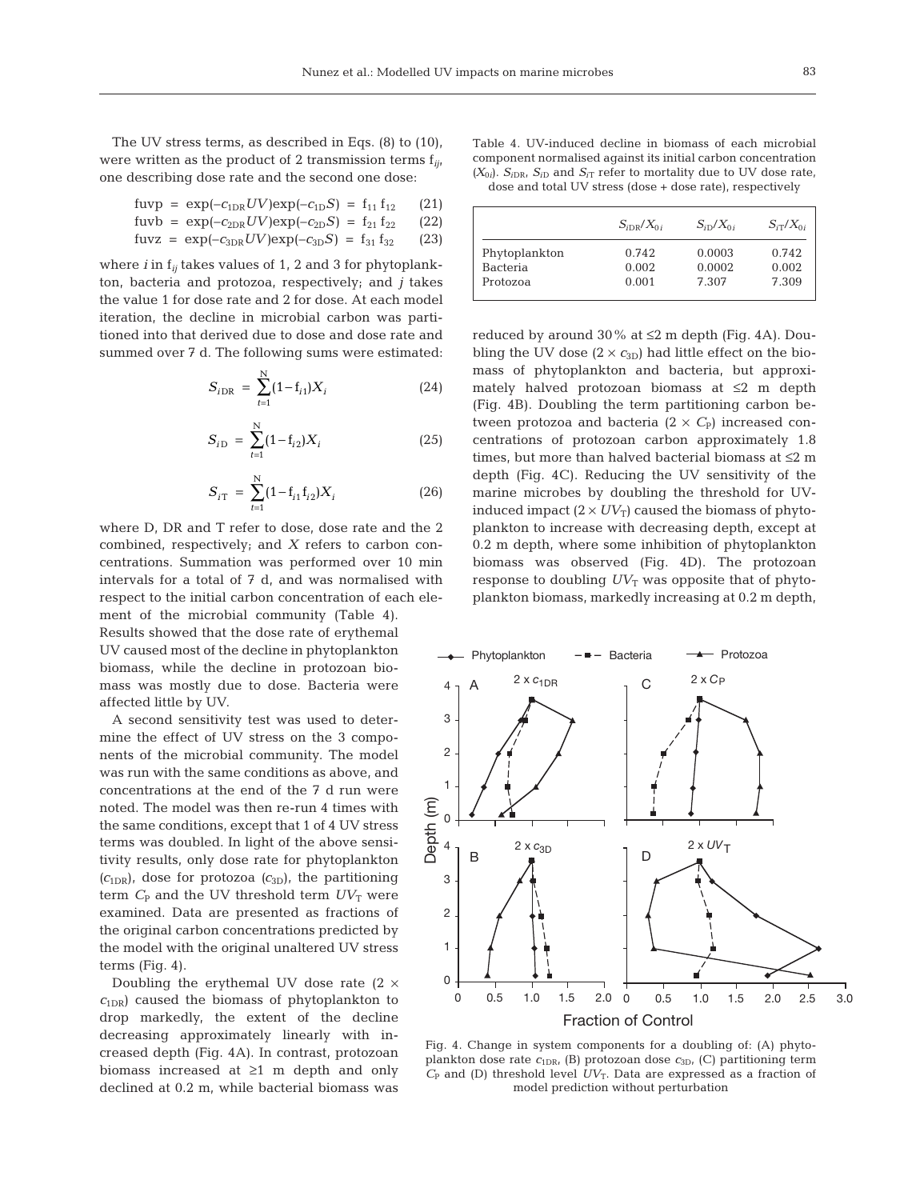The UV stress terms, as described in Eqs. (8) to (10), were written as the product of 2 transmission terms $f_{ij}$, one describing dose rate and the second one dose:

$$\text{fuvp} = \exp(-c_{1\text{DR}}UV)\exp(-c_{1\text{D}}S) = f_{11}\,f_{12} \quad (21)$$

$$\text{fuvb} = \exp(-c_{2\text{DR}}UV)\exp(-c_{2\text{D}}S) = f_{21}\,f_{22} \quad (22)$$

$$\text{fuvz} = \exp(-c_{3\text{DR}}UV)\exp(-c_{3\text{D}}S) = f_{31}\,f_{32} \quad (23)$$

where $i$ in $f_{ij}$ takes values of 1, 2 and 3 for phytoplankton, bacteria and protozoa, respectively; and $j$ takes the value 1 for dose rate and 2 for dose. At each model iteration, the decline in microbial carbon was partitioned into that derived due to dose and dose rate and summed over 7 d. The following sums were estimated:

$$S_{i\text{DR}} = \sum_{t=1}^{N}(1-f_{i1})X_i \quad (24)$$

$$S_{i\text{D}} = \sum_{t=1}^{N}(1-f_{i2})X_i \quad (25)$$

$$S_{i\text{T}} = \sum_{t=1}^{N}(1-f_{i1}f_{i2})X_i \quad (26)$$

where D, DR and T refer to dose, dose rate and the 2 combined, respectively; and $X$ refers to carbon concentrations. Summation was performed over 10 min intervals for a total of 7 d, and was normalised with respect to the initial carbon concentration of each element of the microbial community (Table 4). Results showed that the dose rate of erythemal UV caused most of the decline in phytoplankton biomass, while the decline in protozoan biomass was mostly due to dose. Bacteria were affected little by UV.

A second sensitivity test was used to determine the effect of UV stress on the 3 components of the microbial community. The model was run with the same conditions as above, and concentrations at the end of the 7 d run were noted. The model was then re-run 4 times with the same conditions, except that 1 of 4 UV stress terms was doubled. In light of the above sensitivity results, only dose rate for phytoplankton ($c_{1\text{DR}}$), dose for protozoa ($c_{3\text{D}}$), the partitioning term $C_{\text{P}}$ and the UV threshold term $UV_{\text{T}}$ were examined. Data are presented as fractions of the original carbon concentrations predicted by the model with the original unaltered UV stress terms (Fig. 4).

Doubling the erythemal UV dose rate ($2 \times c_{1\text{DR}}$) caused the biomass of phytoplankton to drop markedly, the extent of the decline decreasing approximately linearly with increased depth (Fig. 4A). In contrast, protozoan biomass increased at ≥1 m depth and only declined at 0.2 m, while bacterial biomass was reduced by around 30% at ≤2 m depth (Fig. 4A). Doubling the UV dose ($2 \times c_{3\text{D}}$) had little effect on the biomass of phytoplankton and bacteria, but approximately halved protozoan biomass at ≤2 m depth (Fig. 4B). Doubling the term partitioning carbon between protozoa and bacteria ($2 \times C_{\text{P}}$) increased concentrations of protozoan carbon approximately 1.8 times, but more than halved bacterial biomass at ≤2 m depth (Fig. 4C). Reducing the UV sensitivity of the marine microbes by doubling the threshold for UV-induced impact ($2 \times UV_{\text{T}}$) caused the biomass of phytoplankton to increase with decreasing depth, except at 0.2 m depth, where some inhibition of phytoplankton biomass was observed (Fig. 4D). The protozoan response to doubling $UV_{\text{T}}$ was opposite that of phytoplankton biomass, markedly increasing at 0.2 m depth,

Table 4. UV-induced decline in biomass of each microbial component normalised against its initial carbon concentration ($X_{0i}$). $S_{i\text{DR}}$, $S_{i\text{D}}$ and $S_{i\text{T}}$ refer to mortality due to UV dose rate, dose and total UV stress (dose + dose rate), respectively

| | $S_{i\text{DR}}/X_{0i}$ | $S_{i\text{D}}/X_{0i}$ | $S_{i\text{T}}/X_{0i}$ |
|---|---|---|---|
| Phytoplankton | 0.742 | 0.0003 | 0.742 |
| Bacteria | 0.002 | 0.0002 | 0.002 |
| Protozoa | 0.001 | 7.307 | 7.309 |

Fig. 4. Change in system components for a doubling of: (A) phytoplankton dose rate $c_{1\text{DR}}$, (B) protozoan dose $c_{3\text{D}}$, (C) partitioning term $C_{\text{P}}$ and (D) threshold level $UV_{\text{T}}$. Data are expressed as a fraction of model prediction without perturbation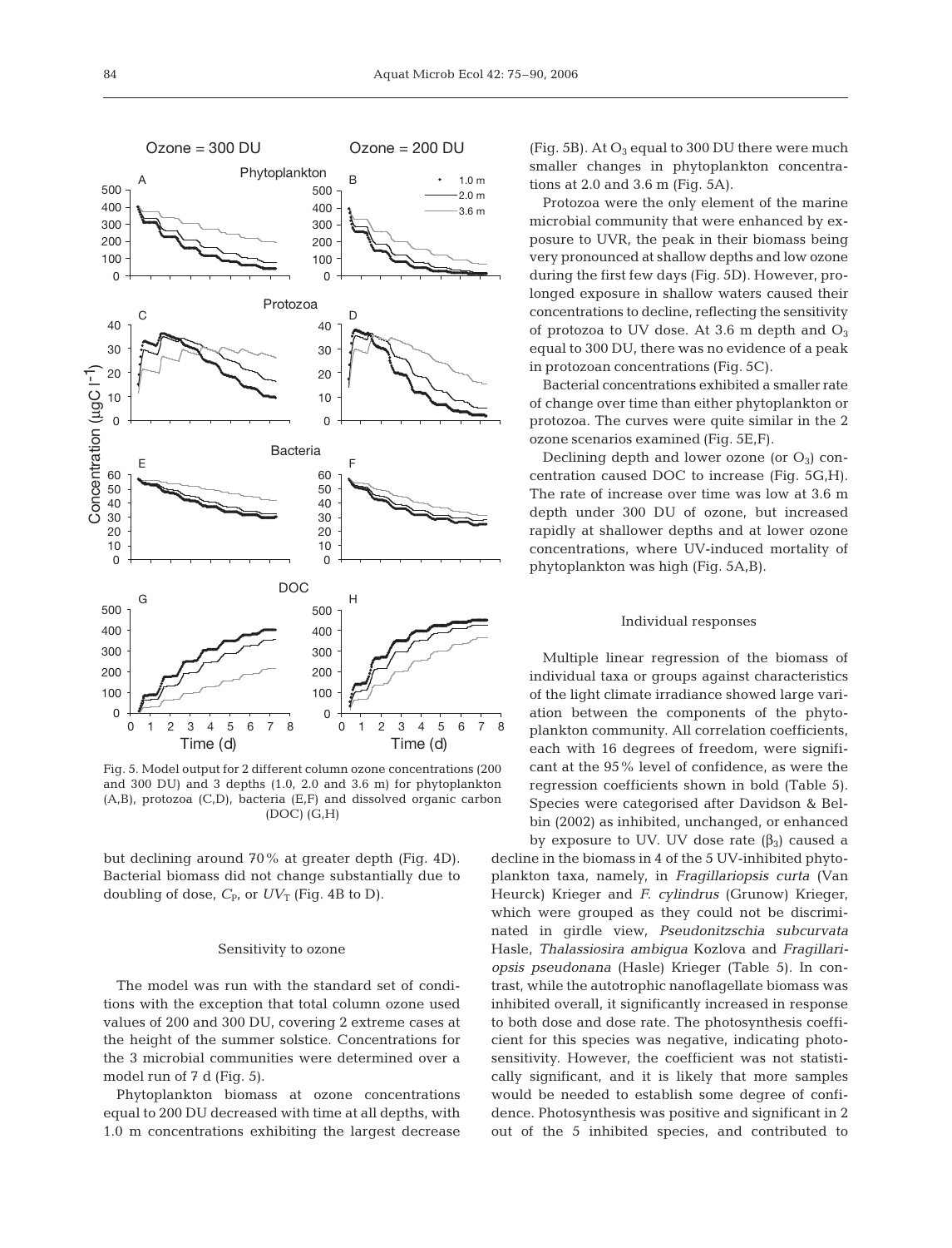Fig. 5. Model output for 2 different column ozone concentrations (200 and 300 DU) and 3 depths (1.0, 2.0 and 3.6 m) for phytoplankton (A,B), protozoa (C,D), bacteria (E,F) and dissolved organic carbon (DOC) (G,H)

but declining around 70% at greater depth (Fig. 4D). Bacterial biomass did not change substantially due to doubling of dose, $C_P$, or $UV_T$ (Fig. 4B to D).

### Sensitivity to ozone

The model was run with the standard set of conditions with the exception that total column ozone used values of 200 and 300 DU, covering 2 extreme cases at the height of the summer solstice. Concentrations for the 3 microbial communities were determined over a model run of 7 d (Fig. 5).

Phytoplankton biomass at ozone concentrations equal to 200 DU decreased with time at all depths, with 1.0 m concentrations exhibiting the largest decrease (Fig. 5B). At $O_3$ equal to 300 DU there were much smaller changes in phytoplankton concentrations at 2.0 and 3.6 m (Fig. 5A).

Protozoa were the only element of the marine microbial community that were enhanced by exposure to UVR, the peak in their biomass being very pronounced at shallow depths and low ozone during the first few days (Fig. 5D). However, prolonged exposure in shallow waters caused their concentrations to decline, reflecting the sensitivity of protozoa to UV dose. At 3.6 m depth and $O_3$ equal to 300 DU, there was no evidence of a peak in protozoan concentrations (Fig. 5C).

Bacterial concentrations exhibited a smaller rate of change over time than either phytoplankton or protozoa. The curves were quite similar in the 2 ozone scenarios examined (Fig. 5E,F).

Declining depth and lower ozone (or $O_3$) concentration caused DOC to increase (Fig. 5G,H). The rate of increase over time was low at 3.6 m depth under 300 DU of ozone, but increased rapidly at shallower depths and at lower ozone concentrations, where UV-induced mortality of phytoplankton was high (Fig. 5A,B).

### Individual responses

Multiple linear regression of the biomass of individual taxa or groups against characteristics of the light climate irradiance showed large variation between the components of the phytoplankton community. All correlation coefficients, each with 16 degrees of freedom, were significant at the 95% level of confidence, as were the regression coefficients shown in bold (Table 5). Species were categorised after Davidson & Belbin (2002) as inhibited, unchanged, or enhanced by exposure to UV. UV dose rate ($\beta_3$) caused a decline in the biomass in 4 of the 5 UV-inhibited phytoplankton taxa, namely, in *Fragillariopsis curta* (Van Heurck) Krieger and *F. cylindrus* (Grunow) Krieger, which were grouped as they could not be discriminated in girdle view, *Pseudonitzschia subcurvata* Hasle, *Thalassiosira ambigua* Kozlova and *Fragillariopsis pseudonana* (Hasle) Krieger (Table 5). In contrast, while the autotrophic nanoflagellate biomass was inhibited overall, it significantly increased in response to both dose and dose rate. The photosynthesis coefficient for this species was negative, indicating photosensitivity. However, the coefficient was not statistically significant, and it is likely that more samples would be needed to establish some degree of confidence. Photosynthesis was positive and significant in 2 out of the 5 inhibited species, and contributed to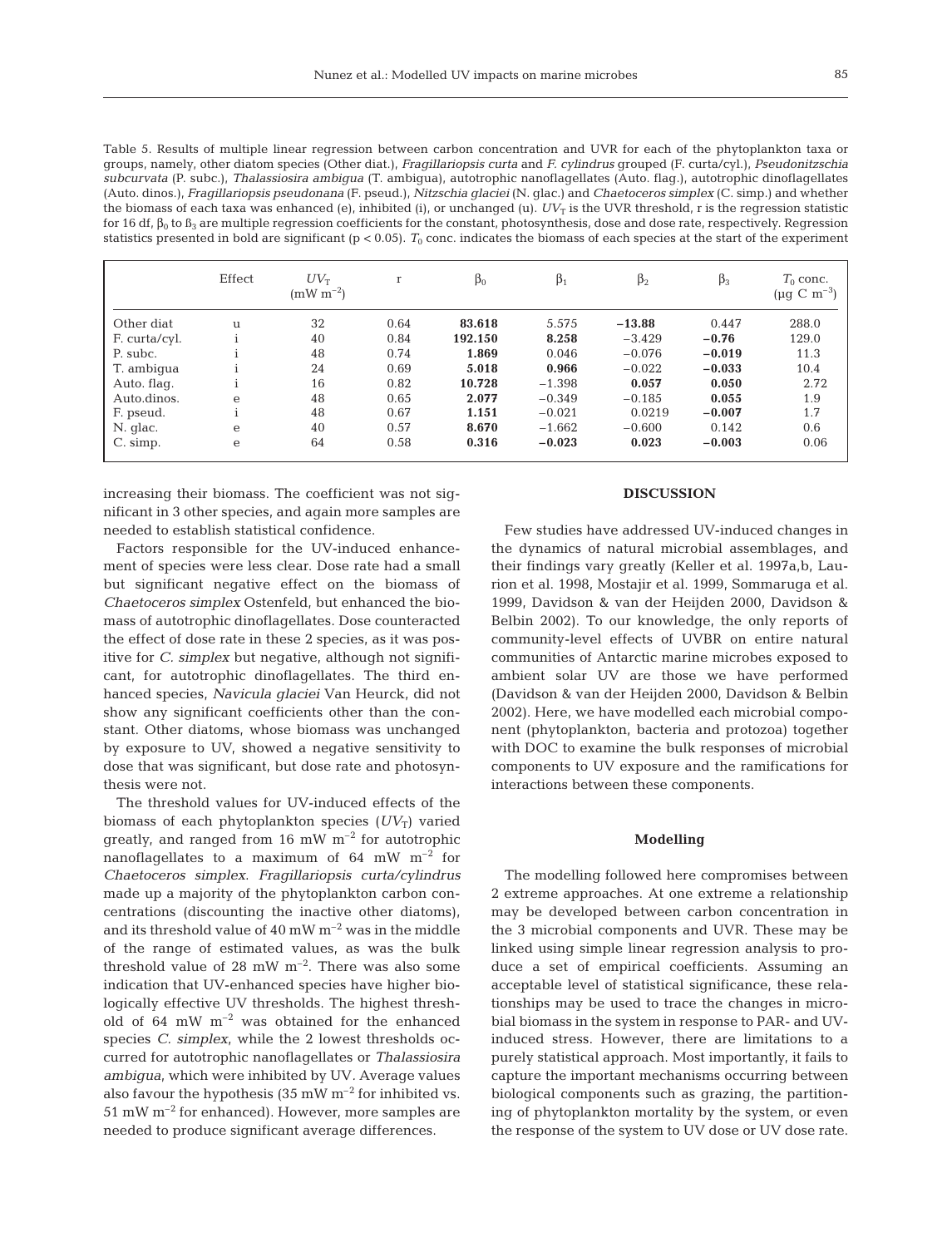Table 5. Results of multiple linear regression between carbon concentration and UVR for each of the phytoplankton taxa or groups, namely, other diatom species (Other diat.), *Fragillariopsis curta* and *F. cylindrus* grouped (F. curta/cyl.), *Pseudonitzschia subcurvata* (P. subc.), *Thalassiosira ambigua* (T. ambigua), autotrophic nanoflagellates (Auto. flag.), autotrophic dinoflagellates (Auto. dinos.), *Fragillariopsis pseudonana* (F. pseud.), *Nitzschia glaciei* (N. glac.) and *Chaetoceros simplex* (C. simp.) and whether the biomass of each taxa was enhanced (e), inhibited (i), or unchanged (u). $UV_T$ is the UVR threshold, r is the regression statistic for 16 df, $\beta_0$ to $\beta_3$ are multiple regression coefficients for the constant, photosynthesis, dose and dose rate, respectively. Regression statistics presented in bold are significant ($p < 0.05$). $T_0$ conc. indicates the biomass of each species at the start of the experiment

| | Effect | $UV_T$ (mW m$^{-2}$) | r | $\beta_0$ | $\beta_1$ | $\beta_2$ | $\beta_3$ | $T_0$ conc. (µg C m$^{-3}$) |
|---|---|---|---|---|---|---|---|---|
| Other diat | u | 32 | 0.64 | **83.618** | 5.575 | **−13.88** | 0.447 | 288.0 |
| F. curta/cyl. | i | 40 | 0.84 | **192.150** | **8.258** | −3.429 | **−0.76** | 129.0 |
| P. subc. | i | 48 | 0.74 | **1.869** | 0.046 | −0.076 | **−0.019** | 11.3 |
| T. ambigua | i | 24 | 0.69 | **5.018** | **0.966** | −0.022 | **−0.033** | 10.4 |
| Auto. flag. | i | 16 | 0.82 | **10.728** | −1.398 | **0.057** | **0.050** | 2.72 |
| Auto.dinos. | e | 48 | 0.65 | **2.077** | −0.349 | −0.185 | **0.055** | 1.9 |
| F. pseud. | i | 48 | 0.67 | **1.151** | −0.021 | 0.0219 | **−0.007** | 1.7 |
| N. glac. | e | 40 | 0.57 | **8.670** | −1.662 | −0.600 | 0.142 | 0.6 |
| C. simp. | e | 64 | 0.58 | **0.316** | **−0.023** | **0.023** | **−0.003** | 0.06 |

increasing their biomass. The coefficient was not significant in 3 other species, and again more samples are needed to establish statistical confidence.

Factors responsible for the UV-induced enhancement of species were less clear. Dose rate had a small but significant negative effect on the biomass of *Chaetoceros simplex* Ostenfeld, but enhanced the biomass of autotrophic dinoflagellates. Dose counteracted the effect of dose rate in these 2 species, as it was positive for *C. simplex* but negative, although not significant, for autotrophic dinoflagellates. The third enhanced species, *Navicula glaciei* Van Heurck, did not show any significant coefficients other than the constant. Other diatoms, whose biomass was unchanged by exposure to UV, showed a negative sensitivity to dose that was significant, but dose rate and photosynthesis were not.

The threshold values for UV-induced effects of the biomass of each phytoplankton species ($UV_T$) varied greatly, and ranged from 16 mW m$^{-2}$ for autotrophic nanoflagellates to a maximum of 64 mW m$^{-2}$ for *Chaetoceros simplex*. *Fragillariopsis curta/cylindrus* made up a majority of the phytoplankton carbon concentrations (discounting the inactive other diatoms), and its threshold value of 40 mW m$^{-2}$ was in the middle of the range of estimated values, as was the bulk threshold value of 28 mW m$^{-2}$. There was also some indication that UV-enhanced species have higher biologically effective UV thresholds. The highest threshold of 64 mW m$^{-2}$ was obtained for the enhanced species *C. simplex*, while the 2 lowest thresholds occurred for autotrophic nanoflagellates or *Thalassiosira ambigua*, which were inhibited by UV. Average values also favour the hypothesis (35 mW m$^{-2}$ for inhibited vs. 51 mW m$^{-2}$ for enhanced). However, more samples are needed to produce significant average differences.

## DISCUSSION

Few studies have addressed UV-induced changes in the dynamics of natural microbial assemblages, and their findings vary greatly (Keller et al. 1997a,b, Laurion et al. 1998, Mostajir et al. 1999, Sommaruga et al. 1999, Davidson & van der Heijden 2000, Davidson & Belbin 2002). To our knowledge, the only reports of community-level effects of UVBR on entire natural communities of Antarctic marine microbes exposed to ambient solar UV are those we have performed (Davidson & van der Heijden 2000, Davidson & Belbin 2002). Here, we have modelled each microbial component (phytoplankton, bacteria and protozoa) together with DOC to examine the bulk responses of microbial components to UV exposure and the ramifications for interactions between these components.

### Modelling

The modelling followed here compromises between 2 extreme approaches. At one extreme a relationship may be developed between carbon concentration in the 3 microbial components and UVR. These may be linked using simple linear regression analysis to produce a set of empirical coefficients. Assuming an acceptable level of statistical significance, these relationships may be used to trace the changes in microbial biomass in the system in response to PAR- and UV-induced stress. However, there are limitations to a purely statistical approach. Most importantly, it fails to capture the important mechanisms occurring between biological components such as grazing, the partitioning of phytoplankton mortality by the system, or even the response of the system to UV dose or UV dose rate.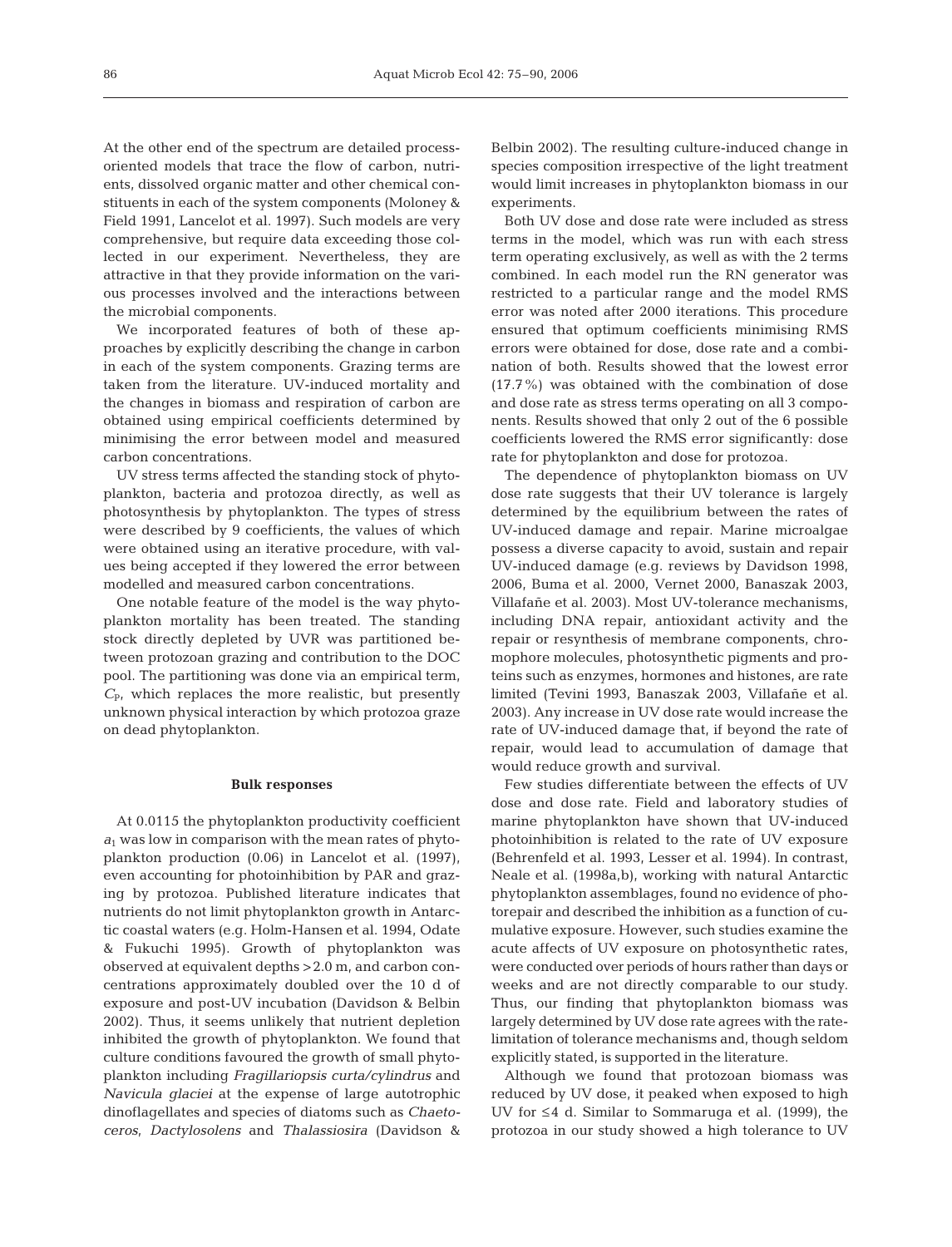At the other end of the spectrum are detailed process-oriented models that trace the flow of carbon, nutrients, dissolved organic matter and other chemical constituents in each of the system components (Moloney & Field 1991, Lancelot et al. 1997). Such models are very comprehensive, but require data exceeding those collected in our experiment. Nevertheless, they are attractive in that they provide information on the various processes involved and the interactions between the microbial components.

We incorporated features of both of these approaches by explicitly describing the change in carbon in each of the system components. Grazing terms are taken from the literature. UV-induced mortality and the changes in biomass and respiration of carbon are obtained using empirical coefficients determined by minimising the error between model and measured carbon concentrations.

UV stress terms affected the standing stock of phytoplankton, bacteria and protozoa directly, as well as photosynthesis by phytoplankton. The types of stress were described by 9 coefficients, the values of which were obtained using an iterative procedure, with values being accepted if they lowered the error between modelled and measured carbon concentrations.

One notable feature of the model is the way phytoplankton mortality has been treated. The standing stock directly depleted by UVR was partitioned between protozoan grazing and contribution to the DOC pool. The partitioning was done via an empirical term, $C_P$, which replaces the more realistic, but presently unknown physical interaction by which protozoa graze on dead phytoplankton.

### Bulk responses

At 0.0115 the phytoplankton productivity coefficient $a_1$ was low in comparison with the mean rates of phytoplankton production (0.06) in Lancelot et al. (1997), even accounting for photoinhibition by PAR and grazing by protozoa. Published literature indicates that nutrients do not limit phytoplankton growth in Antarctic coastal waters (e.g. Holm-Hansen et al. 1994, Odate & Fukuchi 1995). Growth of phytoplankton was observed at equivalent depths >2.0 m, and carbon concentrations approximately doubled over the 10 d of exposure and post-UV incubation (Davidson & Belbin 2002). Thus, it seems unlikely that nutrient depletion inhibited the growth of phytoplankton. We found that culture conditions favoured the growth of small phytoplankton including *Fragillariopsis curta/cylindrus* and *Navicula glaciei* at the expense of large autotrophic dinoflagellates and species of diatoms such as *Chaetoceros*, *Dactylosolens* and *Thalassiosira* (Davidson & Belbin 2002). The resulting culture-induced change in species composition irrespective of the light treatment would limit increases in phytoplankton biomass in our experiments.

Both UV dose and dose rate were included as stress terms in the model, which was run with each stress term operating exclusively, as well as with the 2 terms combined. In each model run the RN generator was restricted to a particular range and the model RMS error was noted after 2000 iterations. This procedure ensured that optimum coefficients minimising RMS errors were obtained for dose, dose rate and a combination of both. Results showed that the lowest error (17.7%) was obtained with the combination of dose and dose rate as stress terms operating on all 3 components. Results showed that only 2 out of the 6 possible coefficients lowered the RMS error significantly: dose rate for phytoplankton and dose for protozoa.

The dependence of phytoplankton biomass on UV dose rate suggests that their UV tolerance is largely determined by the equilibrium between the rates of UV-induced damage and repair. Marine microalgae possess a diverse capacity to avoid, sustain and repair UV-induced damage (e.g. reviews by Davidson 1998, 2006, Buma et al. 2000, Vernet 2000, Banaszak 2003, Villafañe et al. 2003). Most UV-tolerance mechanisms, including DNA repair, antioxidant activity and the repair or resynthesis of membrane components, chromophore molecules, photosynthetic pigments and proteins such as enzymes, hormones and histones, are rate limited (Tevini 1993, Banaszak 2003, Villafañe et al. 2003). Any increase in UV dose rate would increase the rate of UV-induced damage that, if beyond the rate of repair, would lead to accumulation of damage that would reduce growth and survival.

Few studies differentiate between the effects of UV dose and dose rate. Field and laboratory studies of marine phytoplankton have shown that UV-induced photoinhibition is related to the rate of UV exposure (Behrenfeld et al. 1993, Lesser et al. 1994). In contrast, Neale et al. (1998a,b), working with natural Antarctic phytoplankton assemblages, found no evidence of photorepair and described the inhibition as a function of cumulative exposure. However, such studies examine the acute affects of UV exposure on photosynthetic rates, were conducted over periods of hours rather than days or weeks and are not directly comparable to our study. Thus, our finding that phytoplankton biomass was largely determined by UV dose rate agrees with the rate-limitation of tolerance mechanisms and, though seldom explicitly stated, is supported in the literature.

Although we found that protozoan biomass was reduced by UV dose, it peaked when exposed to high UV for ≤4 d. Similar to Sommaruga et al. (1999), the protozoa in our study showed a high tolerance to UV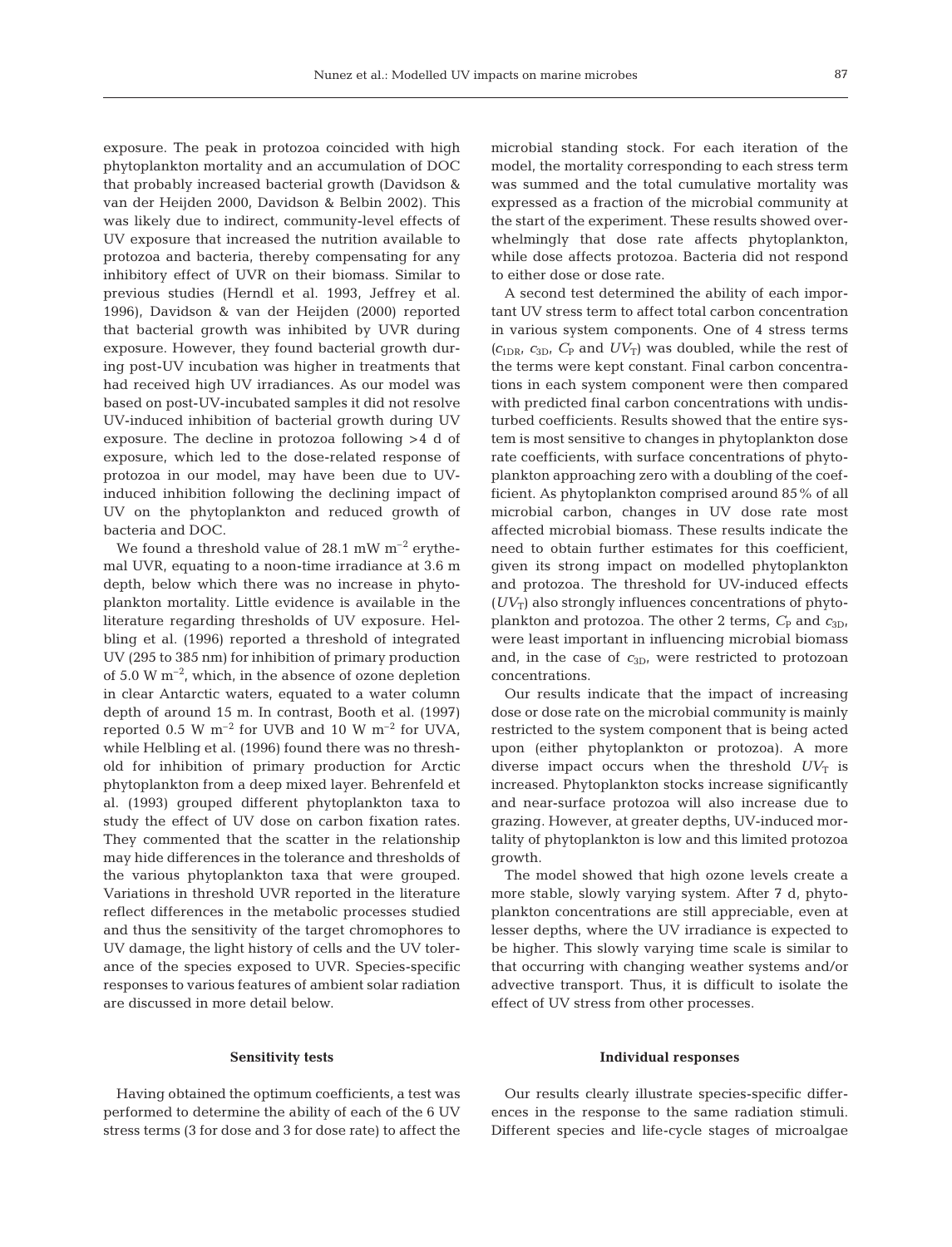exposure. The peak in protozoa coincided with high phytoplankton mortality and an accumulation of DOC that probably increased bacterial growth (Davidson & van der Heijden 2000, Davidson & Belbin 2002). This was likely due to indirect, community-level effects of UV exposure that increased the nutrition available to protozoa and bacteria, thereby compensating for any inhibitory effect of UVR on their biomass. Similar to previous studies (Herndl et al. 1993, Jeffrey et al. 1996), Davidson & van der Heijden (2000) reported that bacterial growth was inhibited by UVR during exposure. However, they found bacterial growth during post-UV incubation was higher in treatments that had received high UV irradiances. As our model was based on post-UV-incubated samples it did not resolve UV-induced inhibition of bacterial growth during UV exposure. The decline in protozoa following >4 d of exposure, which led to the dose-related response of protozoa in our model, may have been due to UV-induced inhibition following the declining impact of UV on the phytoplankton and reduced growth of bacteria and DOC.

We found a threshold value of 28.1 mW $m^{-2}$ erythemal UVR, equating to a noon-time irradiance at 3.6 m depth, below which there was no increase in phytoplankton mortality. Little evidence is available in the literature regarding thresholds of UV exposure. Helbling et al. (1996) reported a threshold of integrated UV (295 to 385 nm) for inhibition of primary production of 5.0 W $m^{-2}$, which, in the absence of ozone depletion in clear Antarctic waters, equated to a water column depth of around 15 m. In contrast, Booth et al. (1997) reported 0.5 W $m^{-2}$ for UVB and 10 W $m^{-2}$ for UVA, while Helbling et al. (1996) found there was no threshold for inhibition of primary production for Arctic phytoplankton from a deep mixed layer. Behrenfeld et al. (1993) grouped different phytoplankton taxa to study the effect of UV dose on carbon fixation rates. They commented that the scatter in the relationship may hide differences in the tolerance and thresholds of the various phytoplankton taxa that were grouped. Variations in threshold UVR reported in the literature reflect differences in the metabolic processes studied and thus the sensitivity of the target chromophores to UV damage, the light history of cells and the UV tolerance of the species exposed to UVR. Species-specific responses to various features of ambient solar radiation are discussed in more detail below.

## Sensitivity tests

Having obtained the optimum coefficients, a test was performed to determine the ability of each of the 6 UV stress terms (3 for dose and 3 for dose rate) to affect the microbial standing stock. For each iteration of the model, the mortality corresponding to each stress term was summed and the total cumulative mortality was expressed as a fraction of the microbial community at the start of the experiment. These results showed overwhelmingly that dose rate affects phytoplankton, while dose affects protozoa. Bacteria did not respond to either dose or dose rate.

A second test determined the ability of each important UV stress term to affect total carbon concentration in various system components. One of 4 stress terms ($c_{1DR}$, $c_{3D}$, $C_P$ and $UV_T$) was doubled, while the rest of the terms were kept constant. Final carbon concentrations in each system component were then compared with predicted final carbon concentrations with undisturbed coefficients. Results showed that the entire system is most sensitive to changes in phytoplankton dose rate coefficients, with surface concentrations of phytoplankton approaching zero with a doubling of the coefficient. As phytoplankton comprised around 85% of all microbial carbon, changes in UV dose rate most affected microbial biomass. These results indicate the need to obtain further estimates for this coefficient, given its strong impact on modelled phytoplankton and protozoa. The threshold for UV-induced effects ($UV_T$) also strongly influences concentrations of phytoplankton and protozoa. The other 2 terms, $C_P$ and $c_{3D}$, were least important in influencing microbial biomass and, in the case of $c_{3D}$, were restricted to protozoan concentrations.

Our results indicate that the impact of increasing dose or dose rate on the microbial community is mainly restricted to the system component that is being acted upon (either phytoplankton or protozoa). A more diverse impact occurs when the threshold $UV_T$ is increased. Phytoplankton stocks increase significantly and near-surface protozoa will also increase due to grazing. However, at greater depths, UV-induced mortality of phytoplankton is low and this limited protozoa growth.

The model showed that high ozone levels create a more stable, slowly varying system. After 7 d, phytoplankton concentrations are still appreciable, even at lesser depths, where the UV irradiance is expected to be higher. This slowly varying time scale is similar to that occurring with changing weather systems and/or advective transport. Thus, it is difficult to isolate the effect of UV stress from other processes.

## Individual responses

Our results clearly illustrate species-specific differences in the response to the same radiation stimuli. Different species and life-cycle stages of microalgae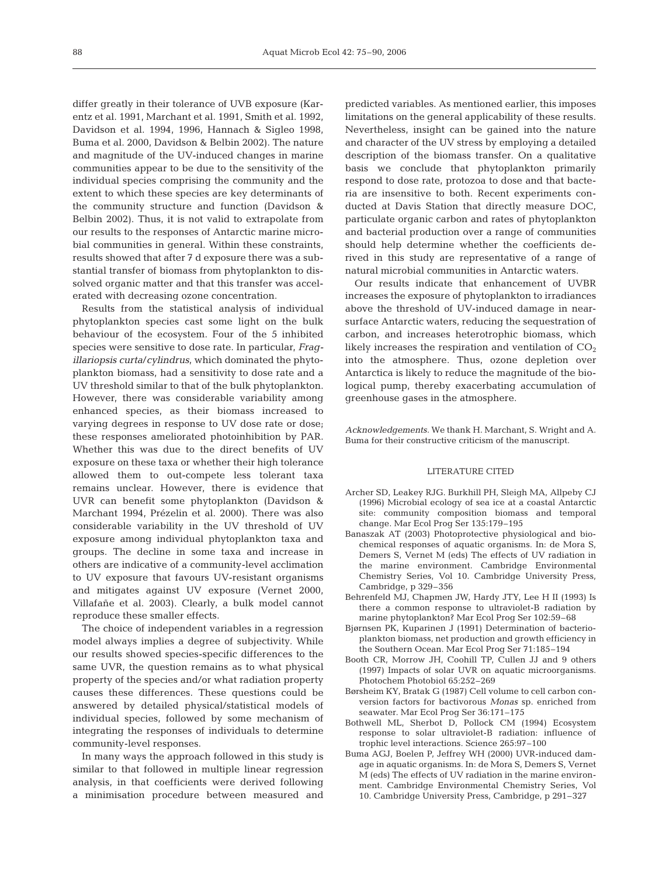differ greatly in their tolerance of UVB exposure (Karentz et al. 1991, Marchant et al. 1991, Smith et al. 1992, Davidson et al. 1994, 1996, Hannach & Sigleo 1998, Buma et al. 2000, Davidson & Belbin 2002). The nature and magnitude of the UV-induced changes in marine communities appear to be due to the sensitivity of the individual species comprising the community and the extent to which these species are key determinants of the community structure and function (Davidson & Belbin 2002). Thus, it is not valid to extrapolate from our results to the responses of Antarctic marine microbial communities in general. Within these constraints, results showed that after 7 d exposure there was a substantial transfer of biomass from phytoplankton to dissolved organic matter and that this transfer was accelerated with decreasing ozone concentration.

Results from the statistical analysis of individual phytoplankton species cast some light on the bulk behaviour of the ecosystem. Four of the 5 inhibited species were sensitive to dose rate. In particular, *Fragillariopsis curta/cylindrus*, which dominated the phytoplankton biomass, had a sensitivity to dose rate and a UV threshold similar to that of the bulk phytoplankton. However, there was considerable variability among enhanced species, as their biomass increased to varying degrees in response to UV dose rate or dose; these responses ameliorated photoinhibition by PAR. Whether this was due to the direct benefits of UV exposure on these taxa or whether their high tolerance allowed them to out-compete less tolerant taxa remains unclear. However, there is evidence that UVR can benefit some phytoplankton (Davidson & Marchant 1994, Prézelin et al. 2000). There was also considerable variability in the UV threshold of UV exposure among individual phytoplankton taxa and groups. The decline in some taxa and increase in others are indicative of a community-level acclimation to UV exposure that favours UV-resistant organisms and mitigates against UV exposure (Vernet 2000, Villafañe et al. 2003). Clearly, a bulk model cannot reproduce these smaller effects.

The choice of independent variables in a regression model always implies a degree of subjectivity. While our results showed species-specific differences to the same UVR, the question remains as to what physical property of the species and/or what radiation property causes these differences. These questions could be answered by detailed physical/statistical models of individual species, followed by some mechanism of integrating the responses of individuals to determine community-level responses.

In many ways the approach followed in this study is similar to that followed in multiple linear regression analysis, in that coefficients were derived following a minimisation procedure between measured and predicted variables. As mentioned earlier, this imposes limitations on the general applicability of these results. Nevertheless, insight can be gained into the nature and character of the UV stress by employing a detailed description of the biomass transfer. On a qualitative basis we conclude that phytoplankton primarily respond to dose rate, protozoa to dose and that bacteria are insensitive to both. Recent experiments conducted at Davis Station that directly measure DOC, particulate organic carbon and rates of phytoplankton and bacterial production over a range of communities should help determine whether the coefficients derived in this study are representative of a range of natural microbial communities in Antarctic waters.

Our results indicate that enhancement of UVBR increases the exposure of phytoplankton to irradiances above the threshold of UV-induced damage in near-surface Antarctic waters, reducing the sequestration of carbon, and increases heterotrophic biomass, which likely increases the respiration and ventilation of $CO_2$ into the atmosphere. Thus, ozone depletion over Antarctica is likely to reduce the magnitude of the biological pump, thereby exacerbating accumulation of greenhouse gases in the atmosphere.

*Acknowledgements.* We thank H. Marchant, S. Wright and A. Buma for their constructive criticism of the manuscript.

## LITERATURE CITED

- Archer SD, Leakey RJG. Burkhill PH, Sleigh MA, Allpeby CJ (1996) Microbial ecology of sea ice at a coastal Antarctic site: community composition biomass and temporal change. Mar Ecol Prog Ser 135:179–195
- Banaszak AT (2003) Photoprotective physiological and biochemical responses of aquatic organisms. In: de Mora S, Demers S, Vernet M (eds) The effects of UV radiation in the marine environment. Cambridge Environmental Chemistry Series, Vol 10. Cambridge University Press, Cambridge, p 329–356
- Behrenfeld MJ, Chapmen JW, Hardy JTY, Lee H II (1993) Is there a common response to ultraviolet-B radiation by marine phytoplankton? Mar Ecol Prog Ser 102:59–68
- Bjørnsen PK, Kuparinen J (1991) Determination of bacterioplankton biomass, net production and growth efficiency in the Southern Ocean. Mar Ecol Prog Ser 71:185–194
- Booth CR, Morrow JH, Coohill TP, Cullen JJ and 9 others (1997) Impacts of solar UVR on aquatic microorganisms. Photochem Photobiol 65:252–269
- Børsheim KY, Bratak G (1987) Cell volume to cell carbon conversion factors for bactivorous *Monas* sp. enriched from seawater. Mar Ecol Prog Ser 36:171–175
- Bothwell ML, Sherbot D, Pollock CM (1994) Ecosystem response to solar ultraviolet-B radiation: influence of trophic level interactions. Science 265:97–100
- Buma AGJ, Boelen P, Jeffrey WH (2000) UVR-induced damage in aquatic organisms. In: de Mora S, Demers S, Vernet M (eds) The effects of UV radiation in the marine environment. Cambridge Environmental Chemistry Series, Vol 10. Cambridge University Press, Cambridge, p 291–327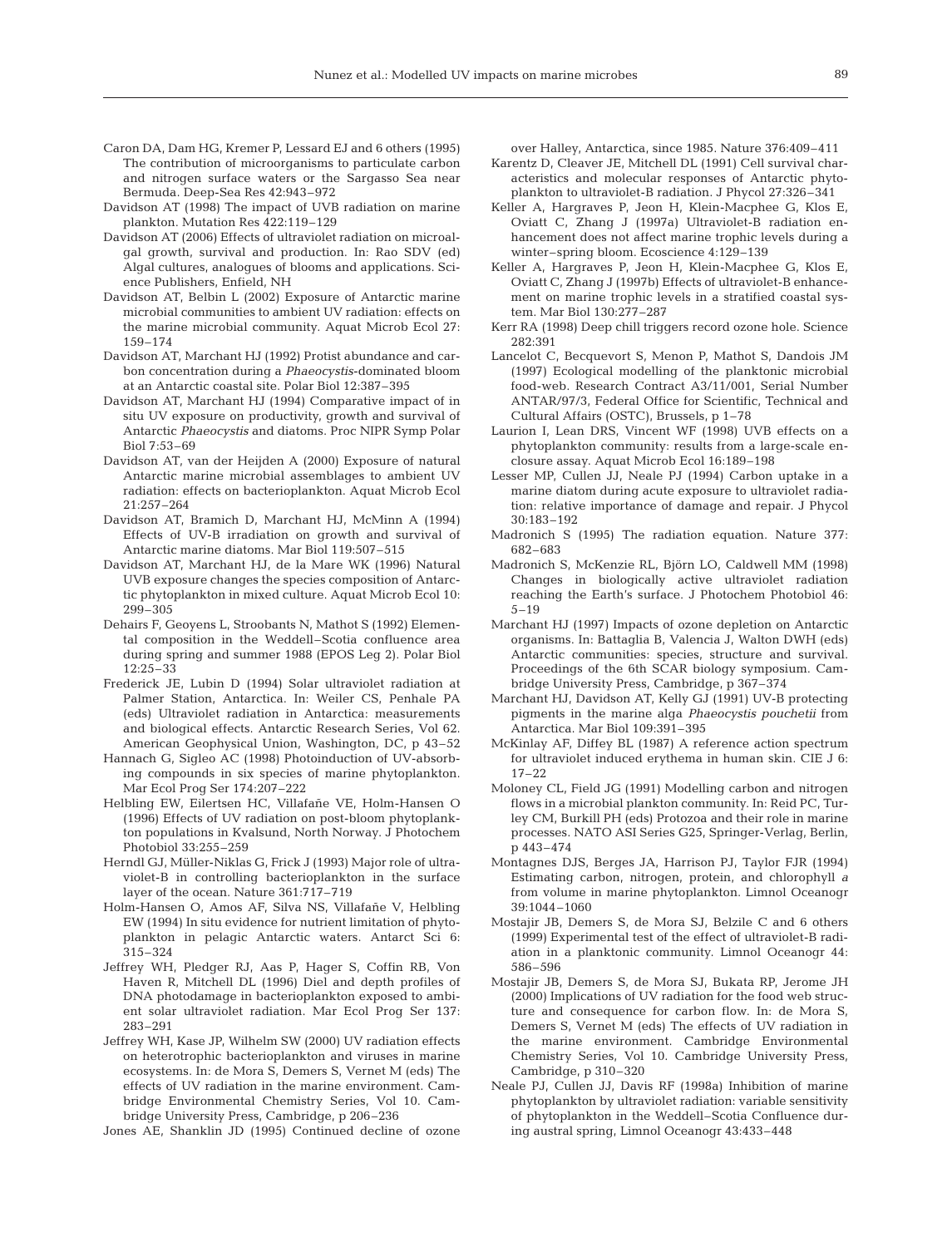Caron DA, Dam HG, Kremer P, Lessard EJ and 6 others (1995) The contribution of microorganisms to particulate carbon and nitrogen surface waters or the Sargasso Sea near Bermuda. Deep-Sea Res 42:943–972

Davidson AT (1998) The impact of UVB radiation on marine plankton. Mutation Res 422:119–129

Davidson AT (2006) Effects of ultraviolet radiation on microalgal growth, survival and production. In: Rao SDV (ed) Algal cultures, analogues of blooms and applications. Science Publishers, Enfield, NH

Davidson AT, Belbin L (2002) Exposure of Antarctic marine microbial communities to ambient UV radiation: effects on the marine microbial community. Aquat Microb Ecol 27: 159–174

Davidson AT, Marchant HJ (1992) Protist abundance and carbon concentration during a *Phaeocystis*-dominated bloom at an Antarctic coastal site. Polar Biol 12:387–395

Davidson AT, Marchant HJ (1994) Comparative impact of in situ UV exposure on productivity, growth and survival of Antarctic *Phaeocystis* and diatoms. Proc NIPR Symp Polar Biol 7:53–69

Davidson AT, van der Heijden A (2000) Exposure of natural Antarctic marine microbial assemblages to ambient UV radiation: effects on bacterioplankton. Aquat Microb Ecol 21:257–264

Davidson AT, Bramich D, Marchant HJ, McMinn A (1994) Effects of UV-B irradiation on growth and survival of Antarctic marine diatoms. Mar Biol 119:507–515

Davidson AT, Marchant HJ, de la Mare WK (1996) Natural UVB exposure changes the species composition of Antarctic phytoplankton in mixed culture. Aquat Microb Ecol 10: 299–305

Dehairs F, Geoyens L, Stroobants N, Mathot S (1992) Elemental composition in the Weddell–Scotia confluence area during spring and summer 1988 (EPOS Leg 2). Polar Biol 12:25–33

Frederick JE, Lubin D (1994) Solar ultraviolet radiation at Palmer Station, Antarctica. In: Weiler CS, Penhale PA (eds) Ultraviolet radiation in Antarctica: measurements and biological effects. Antarctic Research Series, Vol 62. American Geophysical Union, Washington, DC, p 43–52

Hannach G, Sigleo AC (1998) Photoinduction of UV-absorbing compounds in six species of marine phytoplankton. Mar Ecol Prog Ser 174:207–222

Helbling EW, Eilertsen HC, Villafañe VE, Holm-Hansen O (1996) Effects of UV radiation on post-bloom phytoplankton populations in Kvalsund, North Norway. J Photochem Photobiol 33:255–259

Herndl GJ, Müller-Niklas G, Frick J (1993) Major role of ultraviolet-B in controlling bacterioplankton in the surface layer of the ocean. Nature 361:717–719

Holm-Hansen O, Amos AF, Silva NS, Villafañe V, Helbling EW (1994) In situ evidence for nutrient limitation of phytoplankton in pelagic Antarctic waters. Antarct Sci 6: 315–324

Jeffrey WH, Pledger RJ, Aas P, Hager S, Coffin RB, Von Haven R, Mitchell DL (1996) Diel and depth profiles of DNA photodamage in bacterioplankton exposed to ambient solar ultraviolet radiation. Mar Ecol Prog Ser 137: 283–291

Jeffrey WH, Kase JP, Wilhelm SW (2000) UV radiation effects on heterotrophic bacterioplankton and viruses in marine ecosystems. In: de Mora S, Demers S, Vernet M (eds) The effects of UV radiation in the marine environment. Cambridge Environmental Chemistry Series, Vol 10. Cambridge University Press, Cambridge, p 206–236

Jones AE, Shanklin JD (1995) Continued decline of ozone over Halley, Antarctica, since 1985. Nature 376:409–411

Karentz D, Cleaver JE, Mitchell DL (1991) Cell survival characteristics and molecular responses of Antarctic phytoplankton to ultraviolet-B radiation. J Phycol 27:326–341

Keller A, Hargraves P, Jeon H, Klein-Macphee G, Klos E, Oviatt C, Zhang J (1997a) Ultraviolet-B radiation enhancement does not affect marine trophic levels during a winter–spring bloom. Ecoscience 4:129–139

Keller A, Hargraves P, Jeon H, Klein-Macphee G, Klos E, Oviatt C, Zhang J (1997b) Effects of ultraviolet-B enhancement on marine trophic levels in a stratified coastal system. Mar Biol 130:277–287

Kerr RA (1998) Deep chill triggers record ozone hole. Science 282:391

Lancelot C, Becquevort S, Menon P, Mathot S, Dandois JM (1997) Ecological modelling of the planktonic microbial food-web. Research Contract A3/11/001, Serial Number ANTAR/97/3, Federal Office for Scientific, Technical and Cultural Affairs (OSTC), Brussels, p 1–78

Laurion I, Lean DRS, Vincent WF (1998) UVB effects on a phytoplankton community: results from a large-scale enclosure assay. Aquat Microb Ecol 16:189–198

Lesser MP, Cullen JJ, Neale PJ (1994) Carbon uptake in a marine diatom during acute exposure to ultraviolet radiation: relative importance of damage and repair. J Phycol 30:183–192

Madronich S (1995) The radiation equation. Nature 377: 682–683

Madronich S, McKenzie RL, Björn LO, Caldwell MM (1998) Changes in biologically active ultraviolet radiation reaching the Earth's surface. J Photochem Photobiol 46: 5–19

Marchant HJ (1997) Impacts of ozone depletion on Antarctic organisms. In: Battaglia B, Valencia J, Walton DWH (eds) Antarctic communities: species, structure and survival. Proceedings of the 6th SCAR biology symposium. Cambridge University Press, Cambridge, p 367–374

Marchant HJ, Davidson AT, Kelly GJ (1991) UV-B protecting pigments in the marine alga *Phaeocystis pouchetii* from Antarctica. Mar Biol 109:391–395

McKinlay AF, Diffey BL (1987) A reference action spectrum for ultraviolet induced erythema in human skin. CIE J 6: 17–22

Moloney CL, Field JG (1991) Modelling carbon and nitrogen flows in a microbial plankton community. In: Reid PC, Turley CM, Burkill PH (eds) Protozoa and their role in marine processes. NATO ASI Series G25, Springer-Verlag, Berlin, p 443–474

Montagnes DJS, Berges JA, Harrison PJ, Taylor FJR (1994) Estimating carbon, nitrogen, protein, and chlorophyll *a* from volume in marine phytoplankton. Limnol Oceanogr 39:1044–1060

Mostajir JB, Demers S, de Mora SJ, Belzile C and 6 others (1999) Experimental test of the effect of ultraviolet-B radiation in a planktonic community. Limnol Oceanogr 44: 586–596

Mostajir JB, Demers S, de Mora SJ, Bukata RP, Jerome JH (2000) Implications of UV radiation for the food web structure and consequence for carbon flow. In: de Mora S, Demers S, Vernet M (eds) The effects of UV radiation in the marine environment. Cambridge Environmental Chemistry Series, Vol 10. Cambridge University Press, Cambridge, p 310–320

Neale PJ, Cullen JJ, Davis RF (1998a) Inhibition of marine phytoplankton by ultraviolet radiation: variable sensitivity of phytoplankton in the Weddell–Scotia Confluence during austral spring, Limnol Oceanogr 43:433–448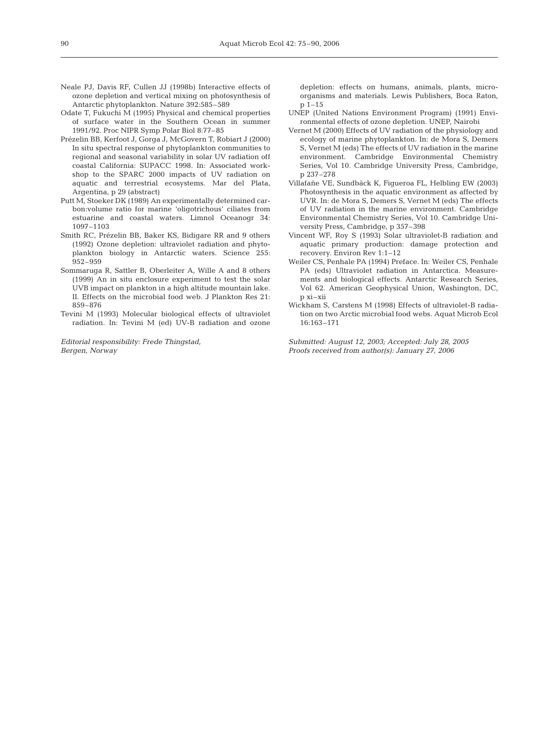Neale PJ, Davis RF, Cullen JJ (1998b) Interactive effects of ozone depletion and vertical mixing on photosynthesis of Antarctic phytoplankton. Nature 392:585–589

Odate T, Fukuchi M (1995) Physical and chemical properties of surface water in the Southern Ocean in summer 1991/92. Proc NIPR Symp Polar Biol 8:77–85

Prézelin BB, Kerfoot J, Gorga J, McGovern T, Robiart J (2000) In situ spectral response of phytoplankton communities to regional and seasonal variability in solar UV radiation off coastal California: SUPACC 1998. In: Associated workshop to the SPARC 2000 impacts of UV radiation on aquatic and terrestrial ecosystems. Mar del Plata, Argentina, p 29 (abstract)

Putt M, Stoeker DK (1989) An experimentally determined carbon:volume ratio for marine 'oligotrichous' ciliates from estuarine and coastal waters. Limnol Oceanogr 34: 1097–1103

Smith RC, Prézelin BB, Baker KS, Bidigare RR and 9 others (1992) Ozone depletion: ultraviolet radiation and phytoplankton biology in Antarctic waters. Science 255: 952–959

Sommaruga R, Sattler B, Oberleiter A, Wille A and 8 others (1999) An in situ enclosure experiment to test the solar UVB impact on plankton in a high altitude mountain lake. II. Effects on the microbial food web. J Plankton Res 21: 859–876

Tevini M (1993) Molecular biological effects of ultraviolet radiation. In: Tevini M (ed) UV-B radiation and ozone depletion: effects on humans, animals, plants, microorganisms and materials. Lewis Publishers, Boca Raton, p 1–15

UNEP (United Nations Environment Program) (1991) Environmental effects of ozone depletion. UNEP, Nairobi

Vernet M (2000) Effects of UV radiation of the physiology and ecology of marine phytoplankton. In: de Mora S, Demers S, Vernet M (eds) The effects of UV radiation in the marine environment. Cambridge Environmental Chemistry Series, Vol 10. Cambridge University Press, Cambridge, p 237–278

Villafañe VE, Sundbäck K, Figueroa FL, Helbling EW (2003) Photosynthesis in the aquatic environment as affected by UVR. In: de Mora S, Demers S, Vernet M (eds) The effects of UV radiation in the marine environment. Cambridge Environmental Chemistry Series, Vol 10. Cambridge University Press, Cambridge, p 357–398

Vincent WF, Roy S (1993) Solar ultraviolet-B radiation and aquatic primary production: damage protection and recovery. Environ Rev 1:1–12

Weiler CS, Penhale PA (1994) Preface. In: Weiler CS, Penhale PA (eds) Ultraviolet radiation in Antarctica. Measurements and biological effects. Antarctic Research Series, Vol 62. American Geophysical Union, Washington, DC, p xi–xii

Wickham S, Carstens M (1998) Effects of ultraviolet-B radiation on two Arctic microbial food webs. Aquat Microb Ecol 16:163–171

*Editorial responsibility: Frede Thingstad, Bergen, Norway*

*Submitted: August 12, 2003; Accepted: July 28, 2005*
*Proofs received from author(s): January 27, 2006*